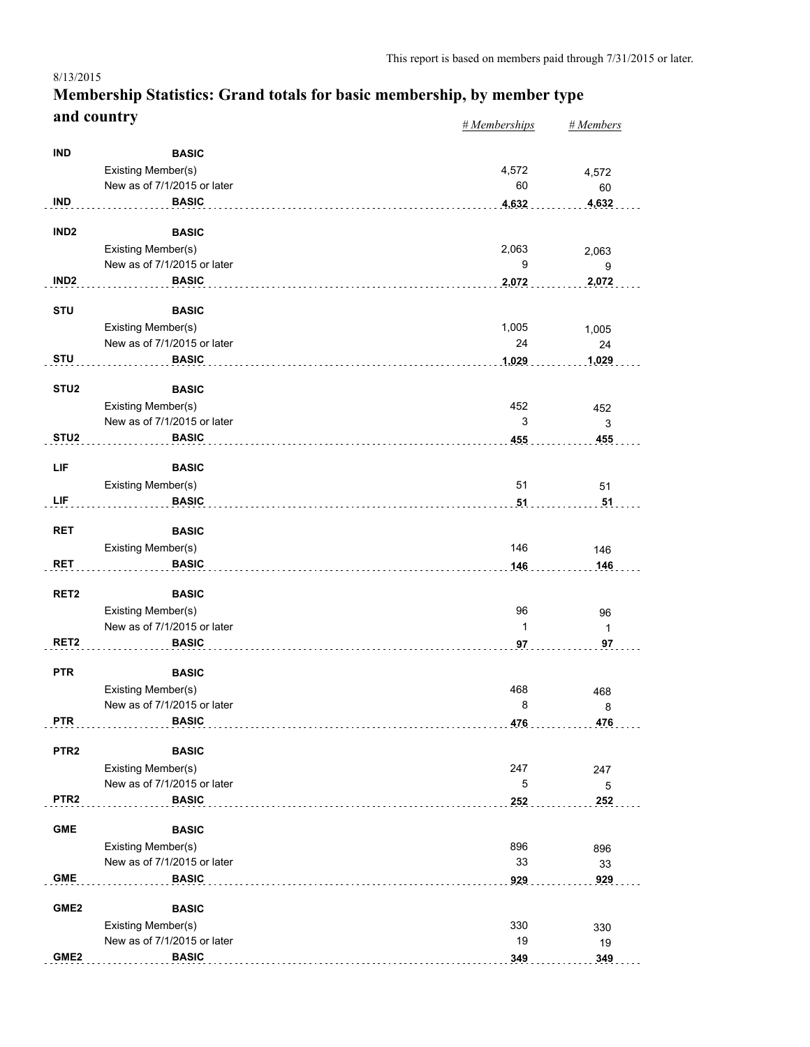This report is based on members paid through 7/31/2015 or later.

8/13/2015

# Membership Statistics: Grand totals for basic membership, by member type and country

| | | | # Memberships | # Members |
|---|---|---|---|---|
| **IND** | **BASIC** | | | |
| | Existing Member(s) | | 4,572 | 4,572 |
| | New as of 7/1/2015 or later | | 60 | 60 |
| **IND** | **BASIC** | | **4,632** | **4,632** |
| **IND2** | **BASIC** | | | |
| | Existing Member(s) | | 2,063 | 2,063 |
| | New as of 7/1/2015 or later | | 9 | 9 |
| **IND2** | **BASIC** | | **2,072** | **2,072** |
| **STU** | **BASIC** | | | |
| | Existing Member(s) | | 1,005 | 1,005 |
| | New as of 7/1/2015 or later | | 24 | 24 |
| **STU** | **BASIC** | | **1,029** | **1,029** |
| **STU2** | **BASIC** | | | |
| | Existing Member(s) | | 452 | 452 |
| | New as of 7/1/2015 or later | | 3 | 3 |
| **STU2** | **BASIC** | | **455** | **455** |
| **LIF** | **BASIC** | | | |
| | Existing Member(s) | | 51 | 51 |
| **LIF** | **BASIC** | | **51** | **51** |
| **RET** | **BASIC** | | | |
| | Existing Member(s) | | 146 | 146 |
| **RET** | **BASIC** | | **146** | **146** |
| **RET2** | **BASIC** | | | |
| | Existing Member(s) | | 96 | 96 |
| | New as of 7/1/2015 or later | | 1 | 1 |
| **RET2** | **BASIC** | | **97** | **97** |
| **PTR** | **BASIC** | | | |
| | Existing Member(s) | | 468 | 468 |
| | New as of 7/1/2015 or later | | 8 | 8 |
| **PTR** | **BASIC** | | **476** | **476** |
| **PTR2** | **BASIC** | | | |
| | Existing Member(s) | | 247 | 247 |
| | New as of 7/1/2015 or later | | 5 | 5 |
| **PTR2** | **BASIC** | | **252** | **252** |
| **GME** | **BASIC** | | | |
| | Existing Member(s) | | 896 | 896 |
| | New as of 7/1/2015 or later | | 33 | 33 |
| **GME** | **BASIC** | | **929** | **929** |
| **GME2** | **BASIC** | | | |
| | Existing Member(s) | | 330 | 330 |
| | New as of 7/1/2015 or later | | 19 | 19 |
| **GME2** | **BASIC** | | **349** | **349** |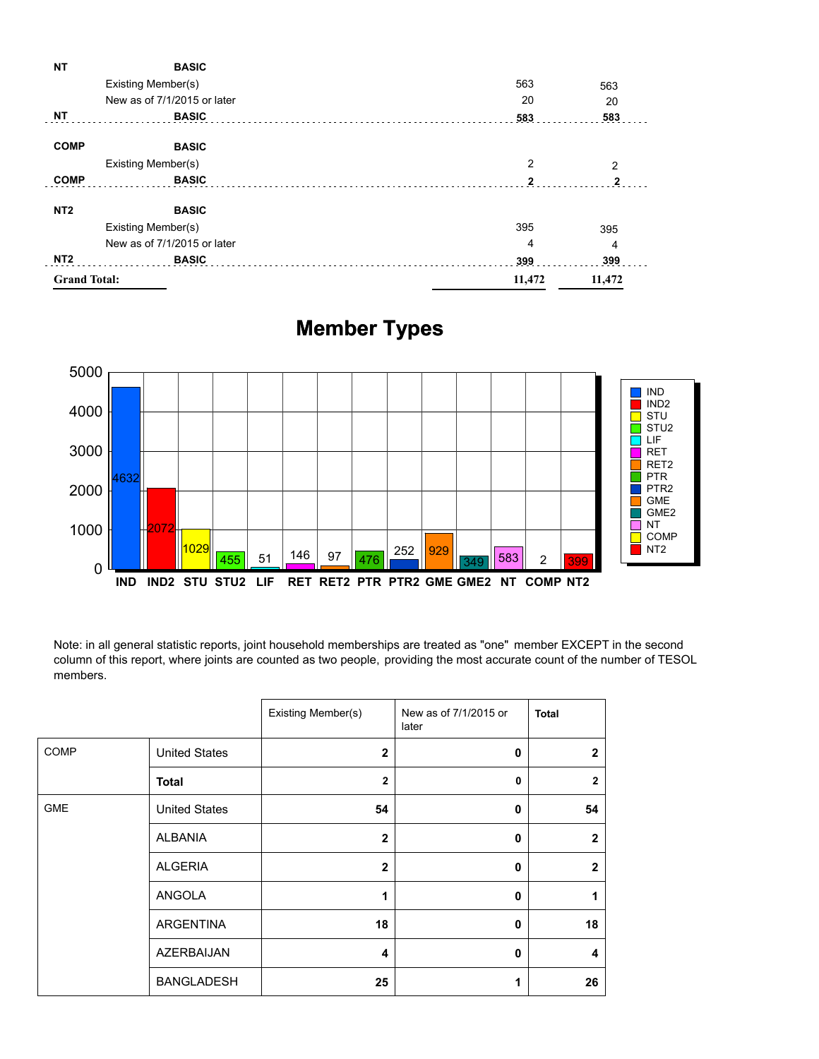| | | | |
|---|---|---|---|
| **NT** | **BASIC** | | |
| | Existing Member(s) | 563 | 563 |
| | New as of 7/1/2015 or later | 20 | 20 |
| **NT** | **BASIC** | **583** | **583** |
| **COMP** | **BASIC** | | |
| | Existing Member(s) | 2 | 2 |
| **COMP** | **BASIC** | **2** | **2** |
| **NT2** | **BASIC** | | |
| | Existing Member(s) | 395 | 395 |
| | New as of 7/1/2015 or later | 4 | 4 |
| **NT2** | **BASIC** | **399** | **399** |
| **Grand Total:** | | **11,472** | **11,472** |

## Member Types

| Member Type | Count |
|---|---|
| IND | 4632 |
| IND2 | 2072 |
| STU | 1029 |
| STU2 | 455 |
| LIF | 51 |
| RET | 146 |
| RET2 | 97 |
| PTR | 476 |
| PTR2 | 252 |
| GME | 929 |
| GME2 | 349 |
| NT | 583 |
| COMP | 2 |
| NT2 | 399 |

Note: in all general statistic reports, joint household memberships are treated as "one" member EXCEPT in the second column of this report, where joints are counted as two people, providing the most accurate count of the number of TESOL members.

| | | Existing Member(s) | New as of 7/1/2015 or later | **Total** |
|---|---|---|---|---|
| COMP | United States | **2** | **0** | **2** |
| | **Total** | **2** | **0** | **2** |
| GME | United States | **54** | **0** | **54** |
| | ALBANIA | **2** | **0** | **2** |
| | ALGERIA | **2** | **0** | **2** |
| | ANGOLA | **1** | **0** | **1** |
| | ARGENTINA | **18** | **0** | **18** |
| | AZERBAIJAN | **4** | **0** | **4** |
| | BANGLADESH | **25** | **1** | **26** |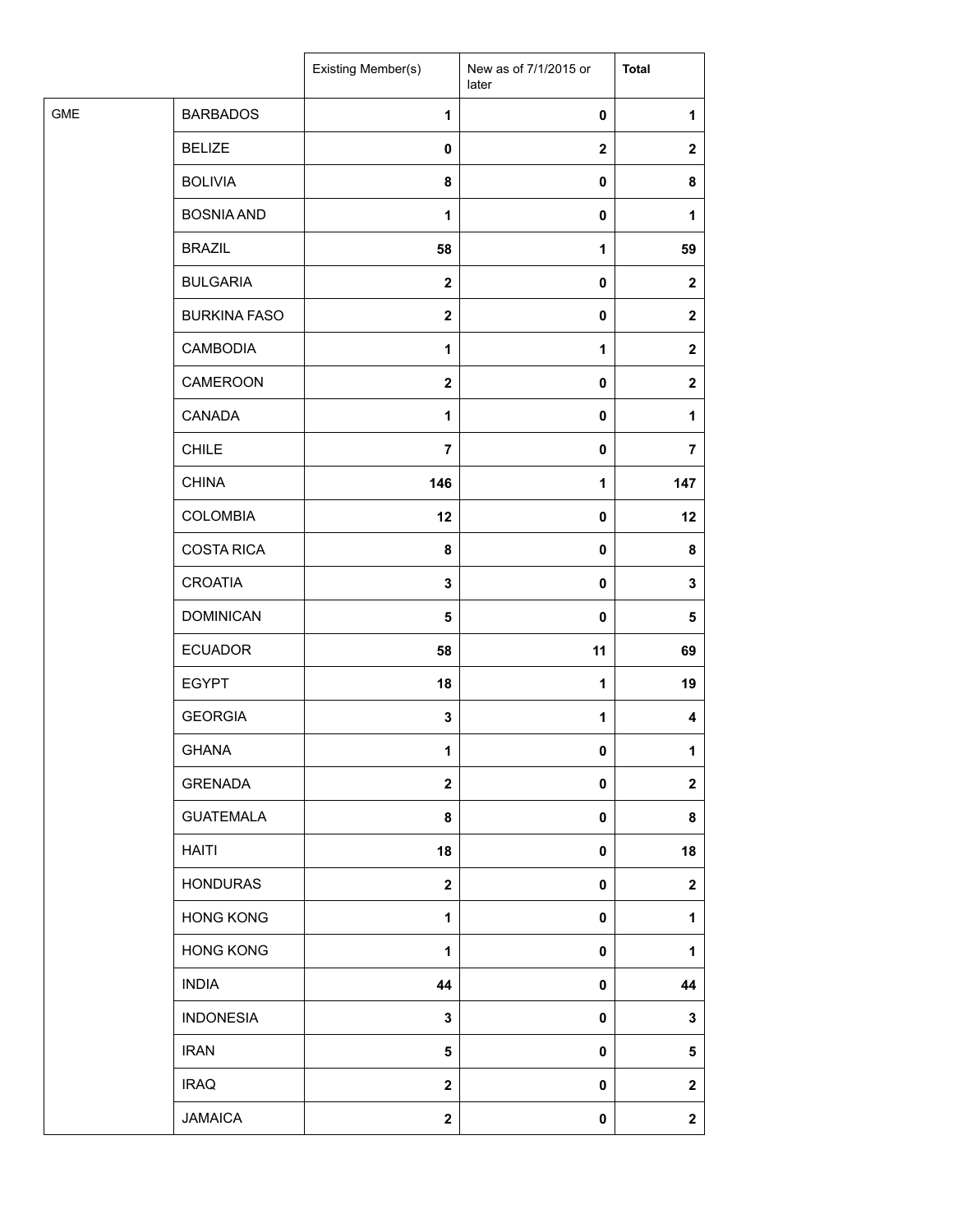| | | Existing Member(s) | New as of 7/1/2015 or later | **Total** |
|---|---|---|---|---|
| GME | BARBADOS | **1** | **0** | **1** |
| | BELIZE | **0** | **2** | **2** |
| | BOLIVIA | **8** | **0** | **8** |
| | BOSNIA AND | **1** | **0** | **1** |
| | BRAZIL | **58** | **1** | **59** |
| | BULGARIA | **2** | **0** | **2** |
| | BURKINA FASO | **2** | **0** | **2** |
| | CAMBODIA | **1** | **1** | **2** |
| | CAMEROON | **2** | **0** | **2** |
| | CANADA | **1** | **0** | **1** |
| | CHILE | **7** | **0** | **7** |
| | CHINA | **146** | **1** | **147** |
| | COLOMBIA | **12** | **0** | **12** |
| | COSTA RICA | **8** | **0** | **8** |
| | CROATIA | **3** | **0** | **3** |
| | DOMINICAN | **5** | **0** | **5** |
| | ECUADOR | **58** | **11** | **69** |
| | EGYPT | **18** | **1** | **19** |
| | GEORGIA | **3** | **1** | **4** |
| | GHANA | **1** | **0** | **1** |
| | GRENADA | **2** | **0** | **2** |
| | GUATEMALA | **8** | **0** | **8** |
| | HAITI | **18** | **0** | **18** |
| | HONDURAS | **2** | **0** | **2** |
| | HONG KONG | **1** | **0** | **1** |
| | HONG KONG | **1** | **0** | **1** |
| | INDIA | **44** | **0** | **44** |
| | INDONESIA | **3** | **0** | **3** |
| | IRAN | **5** | **0** | **5** |
| | IRAQ | **2** | **0** | **2** |
| | JAMAICA | **2** | **0** | **2** |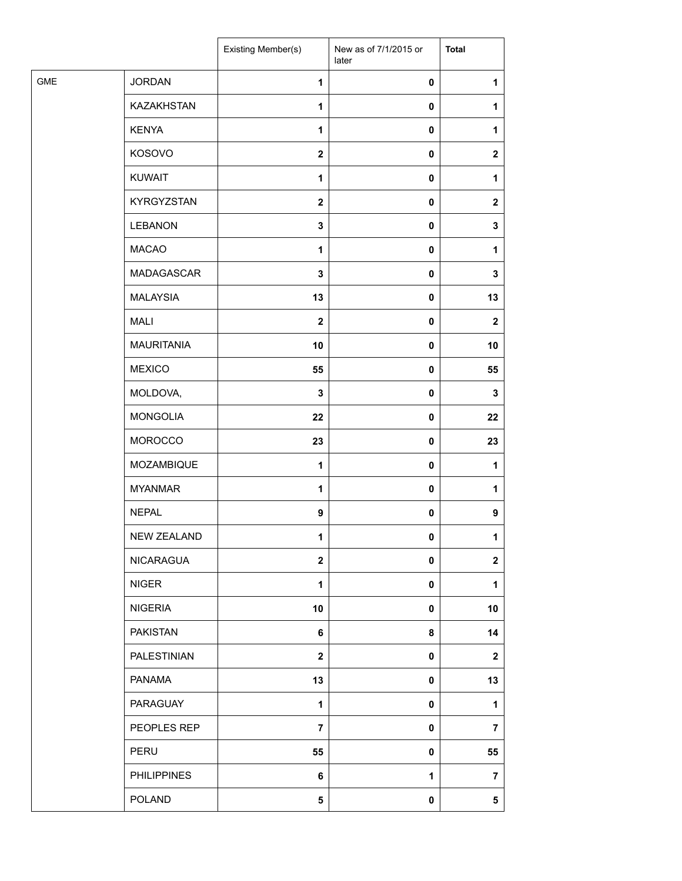| | | Existing Member(s) | New as of 7/1/2015 or later | Total |
|---|---|---|---|---|
| GME | JORDAN | 1 | 0 | 1 |
| | KAZAKHSTAN | 1 | 0 | 1 |
| | KENYA | 1 | 0 | 1 |
| | KOSOVO | 2 | 0 | 2 |
| | KUWAIT | 1 | 0 | 1 |
| | KYRGYZSTAN | 2 | 0 | 2 |
| | LEBANON | 3 | 0 | 3 |
| | MACAO | 1 | 0 | 1 |
| | MADAGASCAR | 3 | 0 | 3 |
| | MALAYSIA | 13 | 0 | 13 |
| | MALI | 2 | 0 | 2 |
| | MAURITANIA | 10 | 0 | 10 |
| | MEXICO | 55 | 0 | 55 |
| | MOLDOVA, | 3 | 0 | 3 |
| | MONGOLIA | 22 | 0 | 22 |
| | MOROCCO | 23 | 0 | 23 |
| | MOZAMBIQUE | 1 | 0 | 1 |
| | MYANMAR | 1 | 0 | 1 |
| | NEPAL | 9 | 0 | 9 |
| | NEW ZEALAND | 1 | 0 | 1 |
| | NICARAGUA | 2 | 0 | 2 |
| | NIGER | 1 | 0 | 1 |
| | NIGERIA | 10 | 0 | 10 |
| | PAKISTAN | 6 | 8 | 14 |
| | PALESTINIAN | 2 | 0 | 2 |
| | PANAMA | 13 | 0 | 13 |
| | PARAGUAY | 1 | 0 | 1 |
| | PEOPLES REP | 7 | 0 | 7 |
| | PERU | 55 | 0 | 55 |
| | PHILIPPINES | 6 | 1 | 7 |
| | POLAND | 5 | 0 | 5 |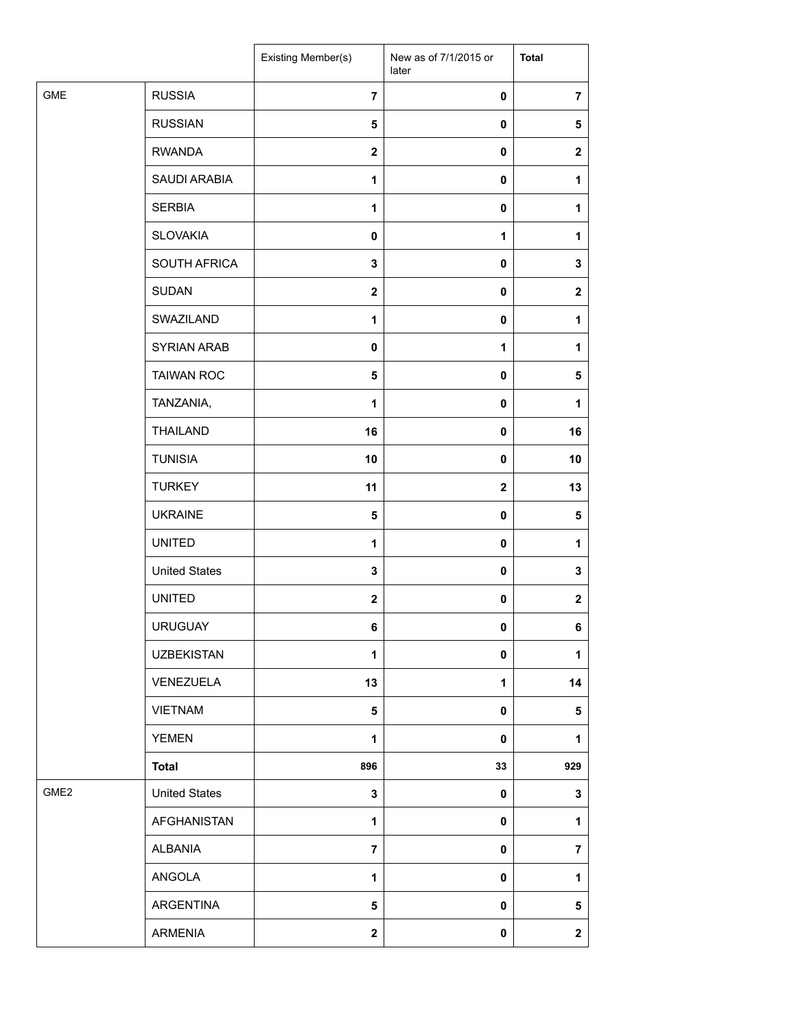| | | Existing Member(s) | New as of 7/1/2015 or later | Total |
|---|---|---|---|---|
| GME | RUSSIA | 7 | 0 | 7 |
| | RUSSIAN | 5 | 0 | 5 |
| | RWANDA | 2 | 0 | 2 |
| | SAUDI ARABIA | 1 | 0 | 1 |
| | SERBIA | 1 | 0 | 1 |
| | SLOVAKIA | 0 | 1 | 1 |
| | SOUTH AFRICA | 3 | 0 | 3 |
| | SUDAN | 2 | 0 | 2 |
| | SWAZILAND | 1 | 0 | 1 |
| | SYRIAN ARAB | 0 | 1 | 1 |
| | TAIWAN ROC | 5 | 0 | 5 |
| | TANZANIA, | 1 | 0 | 1 |
| | THAILAND | 16 | 0 | 16 |
| | TUNISIA | 10 | 0 | 10 |
| | TURKEY | 11 | 2 | 13 |
| | UKRAINE | 5 | 0 | 5 |
| | UNITED | 1 | 0 | 1 |
| | United States | 3 | 0 | 3 |
| | UNITED | 2 | 0 | 2 |
| | URUGUAY | 6 | 0 | 6 |
| | UZBEKISTAN | 1 | 0 | 1 |
| | VENEZUELA | 13 | 1 | 14 |
| | VIETNAM | 5 | 0 | 5 |
| | YEMEN | 1 | 0 | 1 |
| | **Total** | 896 | 33 | 929 |
| GME2 | United States | 3 | 0 | 3 |
| | AFGHANISTAN | 1 | 0 | 1 |
| | ALBANIA | 7 | 0 | 7 |
| | ANGOLA | 1 | 0 | 1 |
| | ARGENTINA | 5 | 0 | 5 |
| | ARMENIA | 2 | 0 | 2 |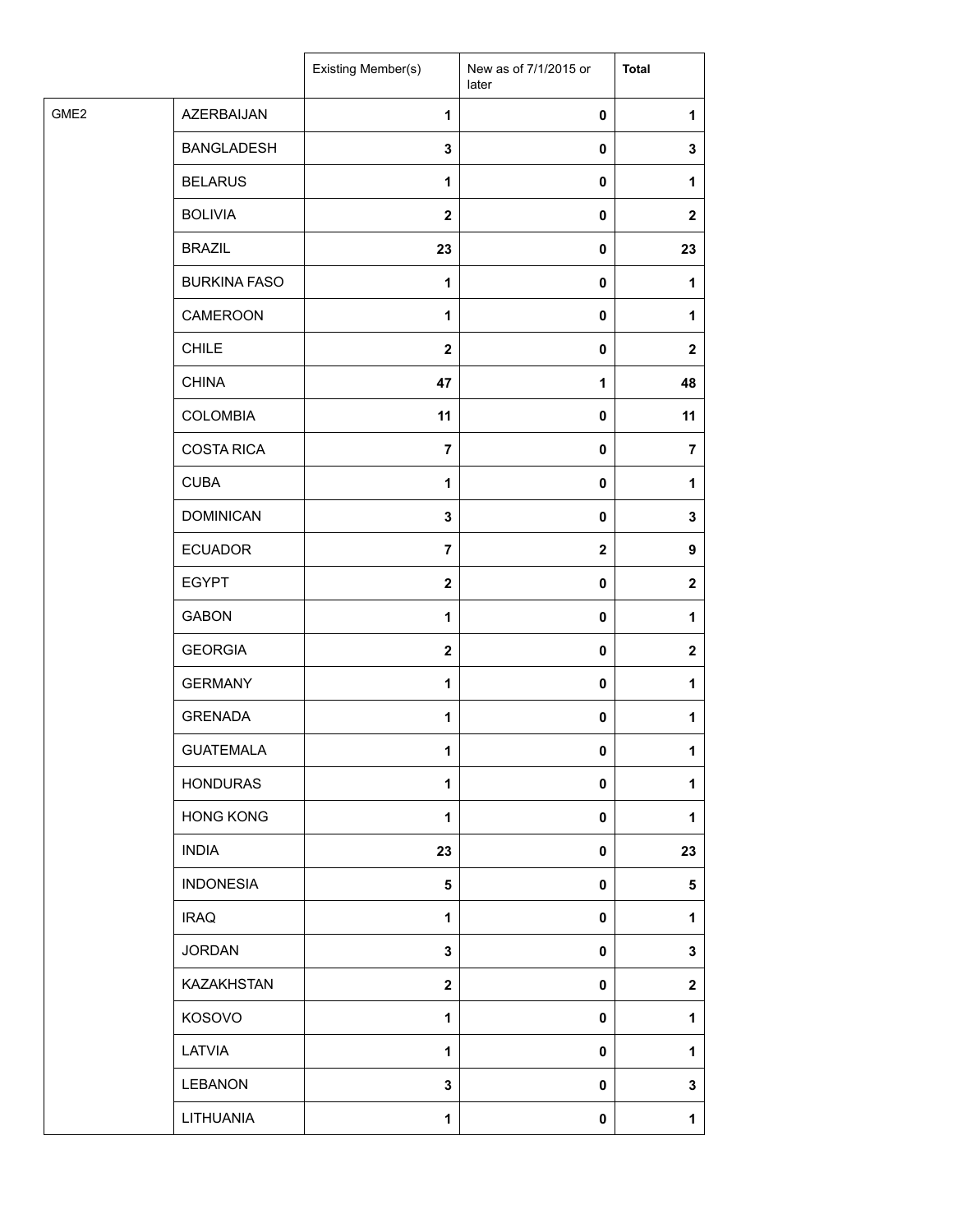| | | Existing Member(s) | New as of 7/1/2015 or later | **Total** |
|---|---|---|---|---|
| GME2 | AZERBAIJAN | **1** | **0** | **1** |
| | BANGLADESH | **3** | **0** | **3** |
| | BELARUS | **1** | **0** | **1** |
| | BOLIVIA | **2** | **0** | **2** |
| | BRAZIL | **23** | **0** | **23** |
| | BURKINA FASO | **1** | **0** | **1** |
| | CAMEROON | **1** | **0** | **1** |
| | CHILE | **2** | **0** | **2** |
| | CHINA | **47** | **1** | **48** |
| | COLOMBIA | **11** | **0** | **11** |
| | COSTA RICA | **7** | **0** | **7** |
| | CUBA | **1** | **0** | **1** |
| | DOMINICAN | **3** | **0** | **3** |
| | ECUADOR | **7** | **2** | **9** |
| | EGYPT | **2** | **0** | **2** |
| | GABON | **1** | **0** | **1** |
| | GEORGIA | **2** | **0** | **2** |
| | GERMANY | **1** | **0** | **1** |
| | GRENADA | **1** | **0** | **1** |
| | GUATEMALA | **1** | **0** | **1** |
| | HONDURAS | **1** | **0** | **1** |
| | HONG KONG | **1** | **0** | **1** |
| | INDIA | **23** | **0** | **23** |
| | INDONESIA | **5** | **0** | **5** |
| | IRAQ | **1** | **0** | **1** |
| | JORDAN | **3** | **0** | **3** |
| | KAZAKHSTAN | **2** | **0** | **2** |
| | KOSOVO | **1** | **0** | **1** |
| | LATVIA | **1** | **0** | **1** |
| | LEBANON | **3** | **0** | **3** |
| | LITHUANIA | **1** | **0** | **1** |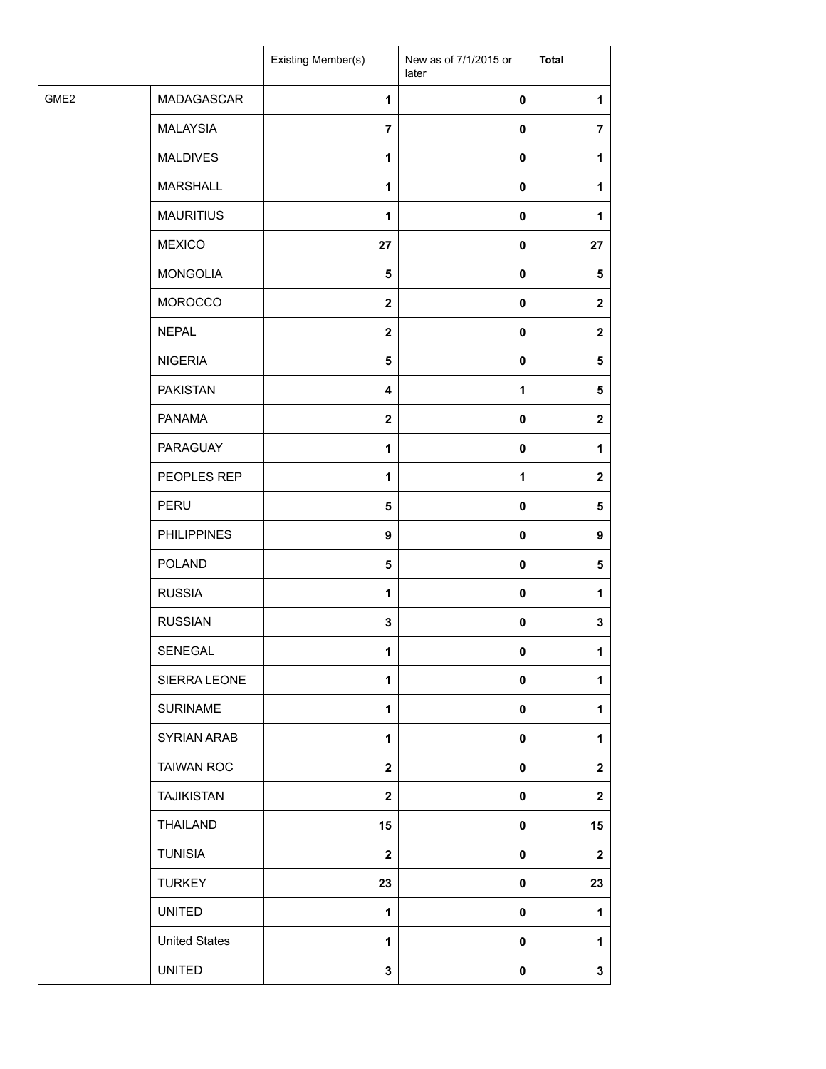| | | Existing Member(s) | New as of 7/1/2015 or later | **Total** |
|---|---|---|---|---|
| GME2 | MADAGASCAR | **1** | **0** | **1** |
| | MALAYSIA | **7** | **0** | **7** |
| | MALDIVES | **1** | **0** | **1** |
| | MARSHALL | **1** | **0** | **1** |
| | MAURITIUS | **1** | **0** | **1** |
| | MEXICO | **27** | **0** | **27** |
| | MONGOLIA | **5** | **0** | **5** |
| | MOROCCO | **2** | **0** | **2** |
| | NEPAL | **2** | **0** | **2** |
| | NIGERIA | **5** | **0** | **5** |
| | PAKISTAN | **4** | **1** | **5** |
| | PANAMA | **2** | **0** | **2** |
| | PARAGUAY | **1** | **0** | **1** |
| | PEOPLES REP | **1** | **1** | **2** |
| | PERU | **5** | **0** | **5** |
| | PHILIPPINES | **9** | **0** | **9** |
| | POLAND | **5** | **0** | **5** |
| | RUSSIA | **1** | **0** | **1** |
| | RUSSIAN | **3** | **0** | **3** |
| | SENEGAL | **1** | **0** | **1** |
| | SIERRA LEONE | **1** | **0** | **1** |
| | SURINAME | **1** | **0** | **1** |
| | SYRIAN ARAB | **1** | **0** | **1** |
| | TAIWAN ROC | **2** | **0** | **2** |
| | TAJIKISTAN | **2** | **0** | **2** |
| | THAILAND | **15** | **0** | **15** |
| | TUNISIA | **2** | **0** | **2** |
| | TURKEY | **23** | **0** | **23** |
| | UNITED | **1** | **0** | **1** |
| | United States | **1** | **0** | **1** |
| | UNITED | **3** | **0** | **3** |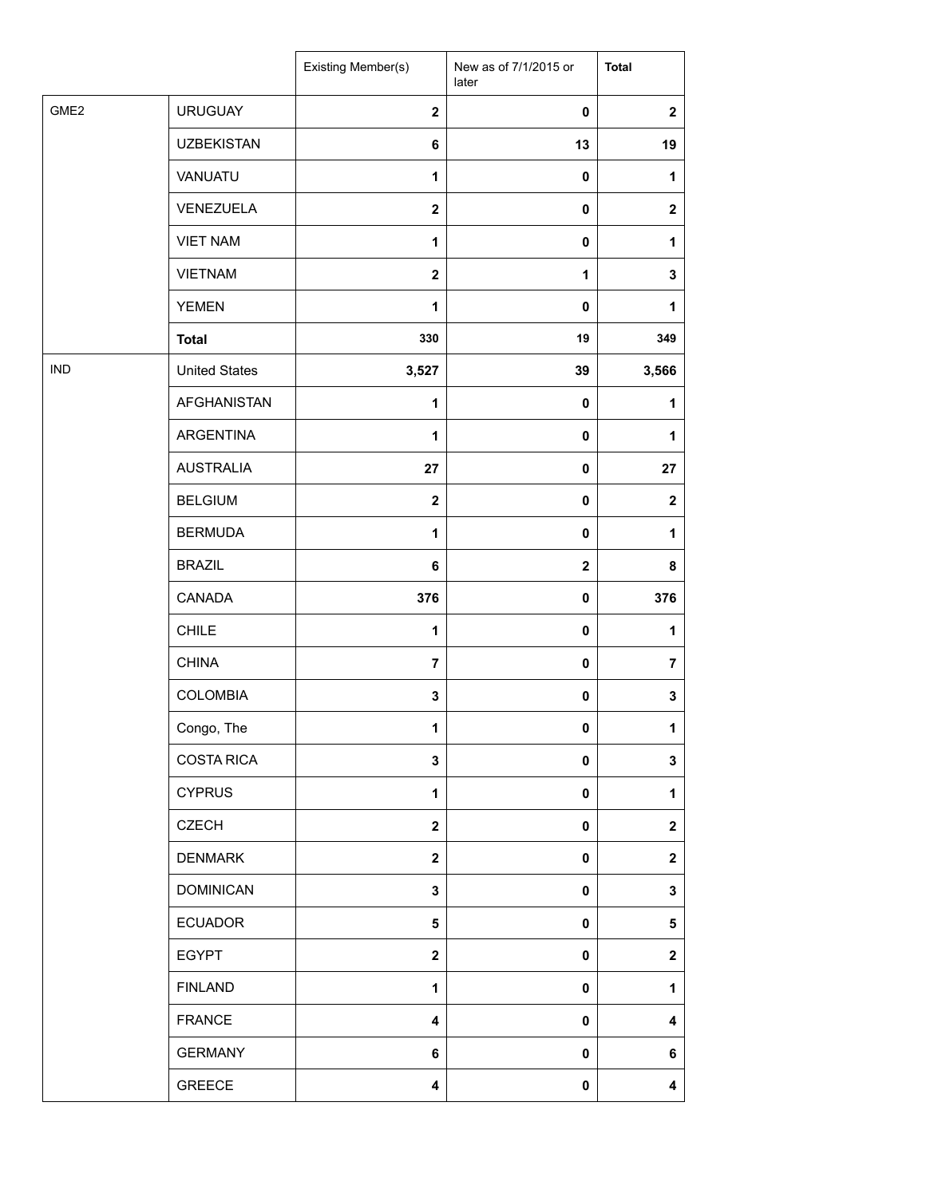| | | Existing Member(s) | New as of 7/1/2015 or later | Total |
|---|---|---|---|---|
| GME2 | URUGUAY | 2 | 0 | 2 |
| | UZBEKISTAN | 6 | 13 | 19 |
| | VANUATU | 1 | 0 | 1 |
| | VENEZUELA | 2 | 0 | 2 |
| | VIET NAM | 1 | 0 | 1 |
| | VIETNAM | 2 | 1 | 3 |
| | YEMEN | 1 | 0 | 1 |
| | **Total** | 330 | 19 | 349 |
| IND | United States | 3,527 | 39 | 3,566 |
| | AFGHANISTAN | 1 | 0 | 1 |
| | ARGENTINA | 1 | 0 | 1 |
| | AUSTRALIA | 27 | 0 | 27 |
| | BELGIUM | 2 | 0 | 2 |
| | BERMUDA | 1 | 0 | 1 |
| | BRAZIL | 6 | 2 | 8 |
| | CANADA | 376 | 0 | 376 |
| | CHILE | 1 | 0 | 1 |
| | CHINA | 7 | 0 | 7 |
| | COLOMBIA | 3 | 0 | 3 |
| | Congo, The | 1 | 0 | 1 |
| | COSTA RICA | 3 | 0 | 3 |
| | CYPRUS | 1 | 0 | 1 |
| | CZECH | 2 | 0 | 2 |
| | DENMARK | 2 | 0 | 2 |
| | DOMINICAN | 3 | 0 | 3 |
| | ECUADOR | 5 | 0 | 5 |
| | EGYPT | 2 | 0 | 2 |
| | FINLAND | 1 | 0 | 1 |
| | FRANCE | 4 | 0 | 4 |
| | GERMANY | 6 | 0 | 6 |
| | GREECE | 4 | 0 | 4 |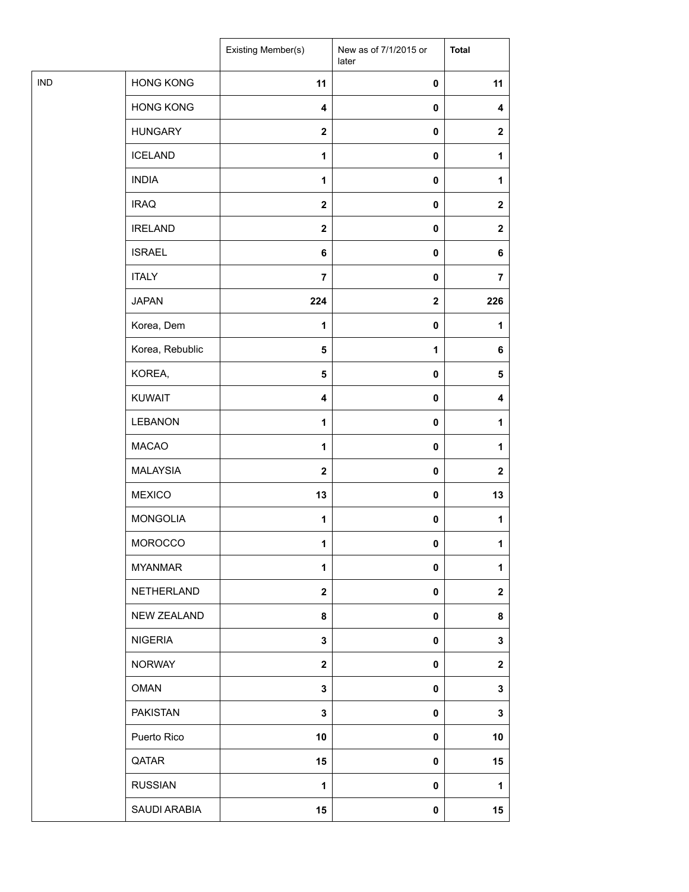| | | Existing Member(s) | New as of 7/1/2015 or later | Total |
|---|---|---|---|---|
| IND | HONG KONG | 11 | 0 | 11 |
| | HONG KONG | 4 | 0 | 4 |
| | HUNGARY | 2 | 0 | 2 |
| | ICELAND | 1 | 0 | 1 |
| | INDIA | 1 | 0 | 1 |
| | IRAQ | 2 | 0 | 2 |
| | IRELAND | 2 | 0 | 2 |
| | ISRAEL | 6 | 0 | 6 |
| | ITALY | 7 | 0 | 7 |
| | JAPAN | 224 | 2 | 226 |
| | Korea, Dem | 1 | 0 | 1 |
| | Korea, Rebublic | 5 | 1 | 6 |
| | KOREA, | 5 | 0 | 5 |
| | KUWAIT | 4 | 0 | 4 |
| | LEBANON | 1 | 0 | 1 |
| | MACAO | 1 | 0 | 1 |
| | MALAYSIA | 2 | 0 | 2 |
| | MEXICO | 13 | 0 | 13 |
| | MONGOLIA | 1 | 0 | 1 |
| | MOROCCO | 1 | 0 | 1 |
| | MYANMAR | 1 | 0 | 1 |
| | NETHERLAND | 2 | 0 | 2 |
| | NEW ZEALAND | 8 | 0 | 8 |
| | NIGERIA | 3 | 0 | 3 |
| | NORWAY | 2 | 0 | 2 |
| | OMAN | 3 | 0 | 3 |
| | PAKISTAN | 3 | 0 | 3 |
| | Puerto Rico | 10 | 0 | 10 |
| | QATAR | 15 | 0 | 15 |
| | RUSSIAN | 1 | 0 | 1 |
| | SAUDI ARABIA | 15 | 0 | 15 |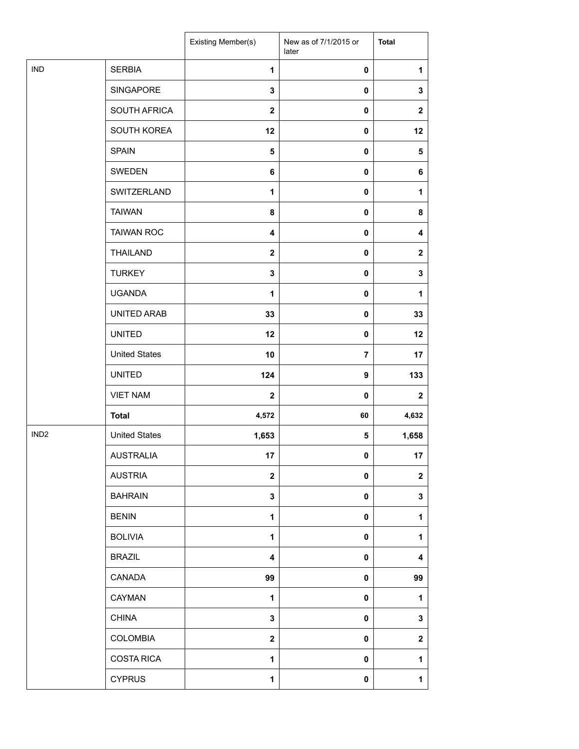| | | Existing Member(s) | New as of 7/1/2015 or later | Total |
|---|---|---|---|---|
| IND | SERBIA | 1 | 0 | 1 |
| | SINGAPORE | 3 | 0 | 3 |
| | SOUTH AFRICA | 2 | 0 | 2 |
| | SOUTH KOREA | 12 | 0 | 12 |
| | SPAIN | 5 | 0 | 5 |
| | SWEDEN | 6 | 0 | 6 |
| | SWITZERLAND | 1 | 0 | 1 |
| | TAIWAN | 8 | 0 | 8 |
| | TAIWAN ROC | 4 | 0 | 4 |
| | THAILAND | 2 | 0 | 2 |
| | TURKEY | 3 | 0 | 3 |
| | UGANDA | 1 | 0 | 1 |
| | UNITED ARAB | 33 | 0 | 33 |
| | UNITED | 12 | 0 | 12 |
| | United States | 10 | 7 | 17 |
| | UNITED | 124 | 9 | 133 |
| | VIET NAM | 2 | 0 | 2 |
| | **Total** | 4,572 | 60 | 4,632 |
| IND2 | United States | 1,653 | 5 | 1,658 |
| | AUSTRALIA | 17 | 0 | 17 |
| | AUSTRIA | 2 | 0 | 2 |
| | BAHRAIN | 3 | 0 | 3 |
| | BENIN | 1 | 0 | 1 |
| | BOLIVIA | 1 | 0 | 1 |
| | BRAZIL | 4 | 0 | 4 |
| | CANADA | 99 | 0 | 99 |
| | CAYMAN | 1 | 0 | 1 |
| | CHINA | 3 | 0 | 3 |
| | COLOMBIA | 2 | 0 | 2 |
| | COSTA RICA | 1 | 0 | 1 |
| | CYPRUS | 1 | 0 | 1 |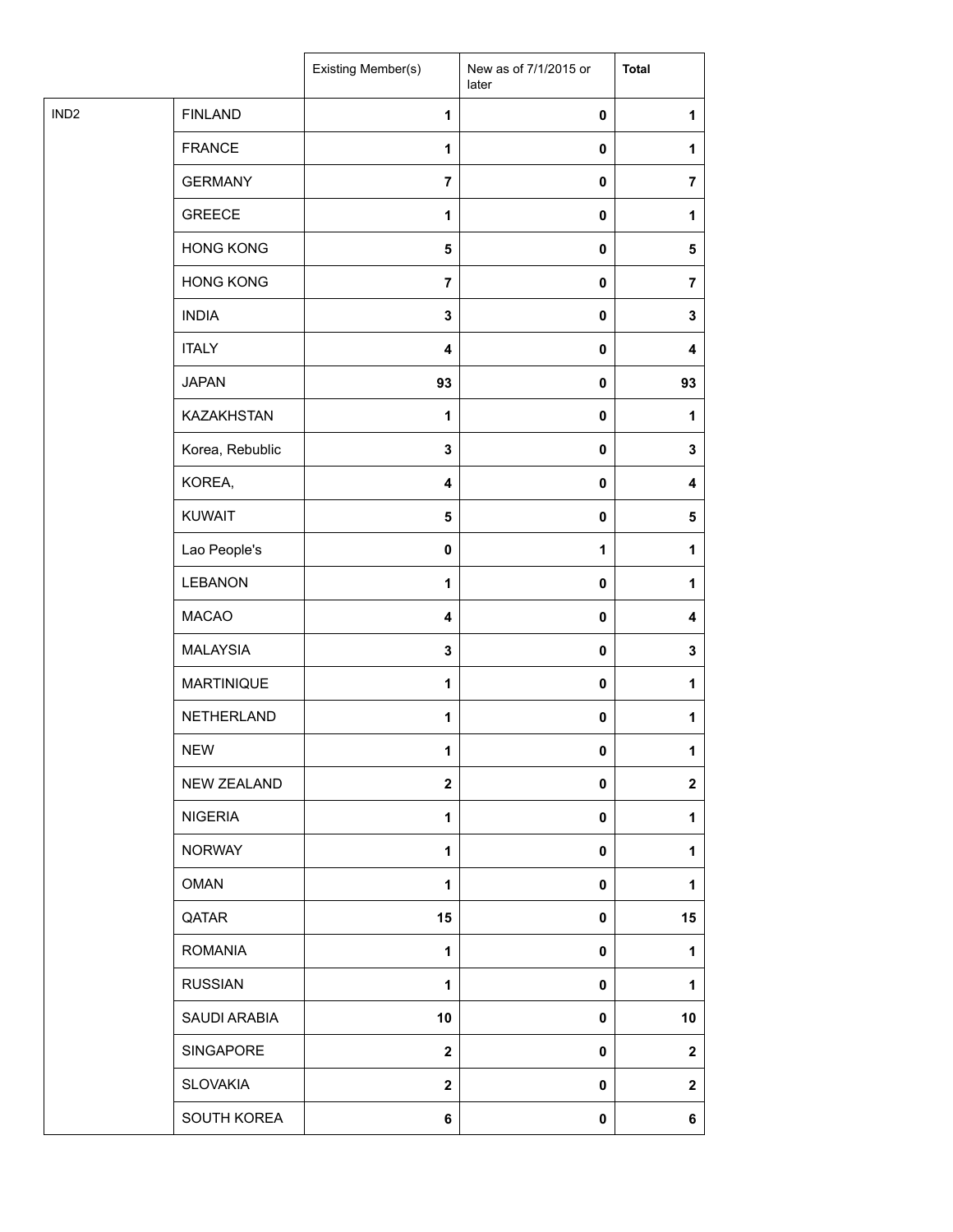| | | Existing Member(s) | New as of 7/1/2015 or later | **Total** |
|---|---|---|---|---|
| IND2 | FINLAND | **1** | **0** | **1** |
| | FRANCE | **1** | **0** | **1** |
| | GERMANY | **7** | **0** | **7** |
| | GREECE | **1** | **0** | **1** |
| | HONG KONG | **5** | **0** | **5** |
| | HONG KONG | **7** | **0** | **7** |
| | INDIA | **3** | **0** | **3** |
| | ITALY | **4** | **0** | **4** |
| | JAPAN | **93** | **0** | **93** |
| | KAZAKHSTAN | **1** | **0** | **1** |
| | Korea, Rebublic | **3** | **0** | **3** |
| | KOREA, | **4** | **0** | **4** |
| | KUWAIT | **5** | **0** | **5** |
| | Lao People's | **0** | **1** | **1** |
| | LEBANON | **1** | **0** | **1** |
| | MACAO | **4** | **0** | **4** |
| | MALAYSIA | **3** | **0** | **3** |
| | MARTINIQUE | **1** | **0** | **1** |
| | NETHERLAND | **1** | **0** | **1** |
| | NEW | **1** | **0** | **1** |
| | NEW ZEALAND | **2** | **0** | **2** |
| | NIGERIA | **1** | **0** | **1** |
| | NORWAY | **1** | **0** | **1** |
| | OMAN | **1** | **0** | **1** |
| | QATAR | **15** | **0** | **15** |
| | ROMANIA | **1** | **0** | **1** |
| | RUSSIAN | **1** | **0** | **1** |
| | SAUDI ARABIA | **10** | **0** | **10** |
| | SINGAPORE | **2** | **0** | **2** |
| | SLOVAKIA | **2** | **0** | **2** |
| | SOUTH KOREA | **6** | **0** | **6** |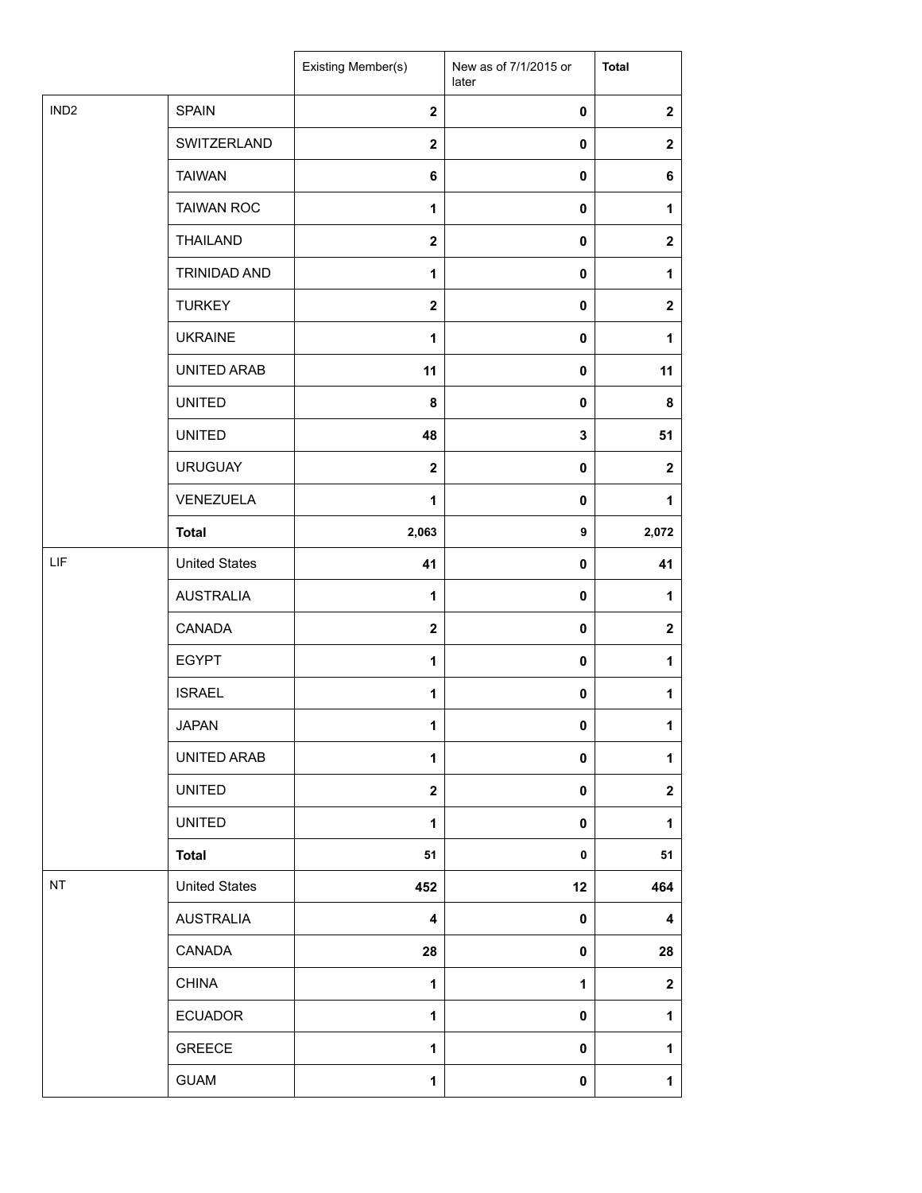| | | Existing Member(s) | New as of 7/1/2015 or later | Total |
|---|---|---|---|---|
| IND2 | SPAIN | 2 | 0 | 2 |
| | SWITZERLAND | 2 | 0 | 2 |
| | TAIWAN | 6 | 0 | 6 |
| | TAIWAN ROC | 1 | 0 | 1 |
| | THAILAND | 2 | 0 | 2 |
| | TRINIDAD AND | 1 | 0 | 1 |
| | TURKEY | 2 | 0 | 2 |
| | UKRAINE | 1 | 0 | 1 |
| | UNITED ARAB | 11 | 0 | 11 |
| | UNITED | 8 | 0 | 8 |
| | UNITED | 48 | 3 | 51 |
| | URUGUAY | 2 | 0 | 2 |
| | VENEZUELA | 1 | 0 | 1 |
| | **Total** | 2,063 | 9 | 2,072 |
| LIF | United States | 41 | 0 | 41 |
| | AUSTRALIA | 1 | 0 | 1 |
| | CANADA | 2 | 0 | 2 |
| | EGYPT | 1 | 0 | 1 |
| | ISRAEL | 1 | 0 | 1 |
| | JAPAN | 1 | 0 | 1 |
| | UNITED ARAB | 1 | 0 | 1 |
| | UNITED | 2 | 0 | 2 |
| | UNITED | 1 | 0 | 1 |
| | **Total** | 51 | 0 | 51 |
| NT | United States | 452 | 12 | 464 |
| | AUSTRALIA | 4 | 0 | 4 |
| | CANADA | 28 | 0 | 28 |
| | CHINA | 1 | 1 | 2 |
| | ECUADOR | 1 | 0 | 1 |
| | GREECE | 1 | 0 | 1 |
| | GUAM | 1 | 0 | 1 |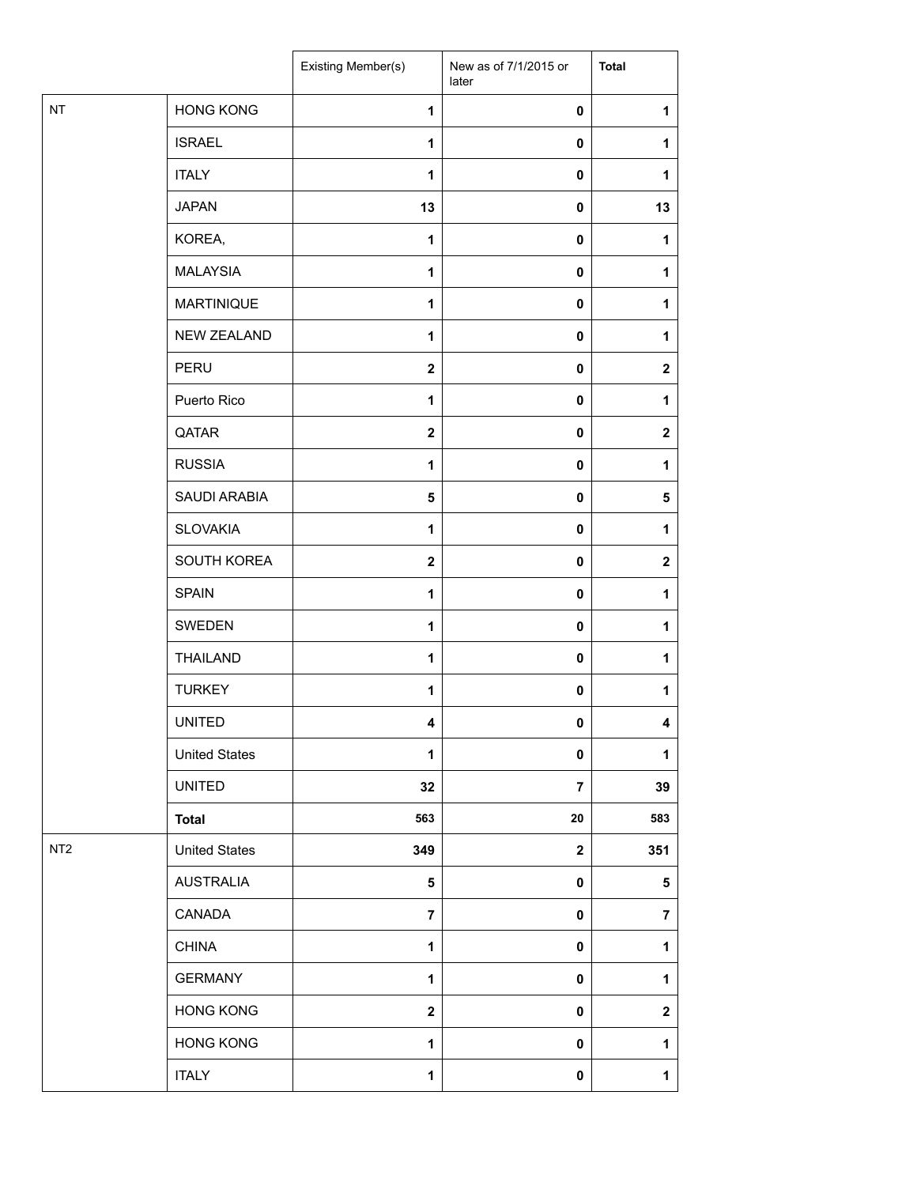| | | Existing Member(s) | New as of 7/1/2015 or later | Total |
|---|---|---|---|---|
| NT | HONG KONG | 1 | 0 | 1 |
| | ISRAEL | 1 | 0 | 1 |
| | ITALY | 1 | 0 | 1 |
| | JAPAN | 13 | 0 | 13 |
| | KOREA, | 1 | 0 | 1 |
| | MALAYSIA | 1 | 0 | 1 |
| | MARTINIQUE | 1 | 0 | 1 |
| | NEW ZEALAND | 1 | 0 | 1 |
| | PERU | 2 | 0 | 2 |
| | Puerto Rico | 1 | 0 | 1 |
| | QATAR | 2 | 0 | 2 |
| | RUSSIA | 1 | 0 | 1 |
| | SAUDI ARABIA | 5 | 0 | 5 |
| | SLOVAKIA | 1 | 0 | 1 |
| | SOUTH KOREA | 2 | 0 | 2 |
| | SPAIN | 1 | 0 | 1 |
| | SWEDEN | 1 | 0 | 1 |
| | THAILAND | 1 | 0 | 1 |
| | TURKEY | 1 | 0 | 1 |
| | UNITED | 4 | 0 | 4 |
| | United States | 1 | 0 | 1 |
| | UNITED | 32 | 7 | 39 |
| | **Total** | 563 | 20 | 583 |
| NT2 | United States | 349 | 2 | 351 |
| | AUSTRALIA | 5 | 0 | 5 |
| | CANADA | 7 | 0 | 7 |
| | CHINA | 1 | 0 | 1 |
| | GERMANY | 1 | 0 | 1 |
| | HONG KONG | 2 | 0 | 2 |
| | HONG KONG | 1 | 0 | 1 |
| | ITALY | 1 | 0 | 1 |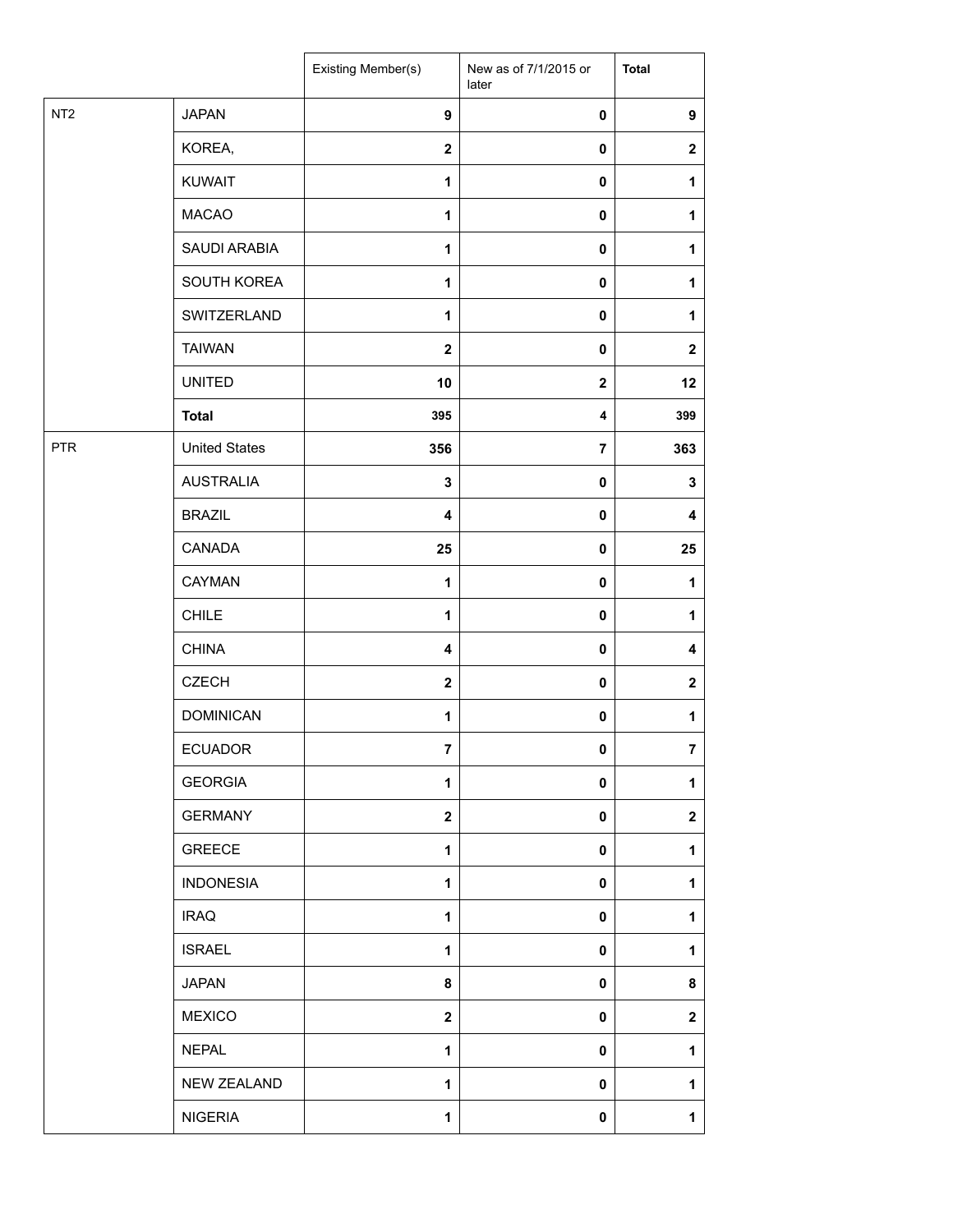| | | Existing Member(s) | New as of 7/1/2015 or later | **Total** |
|---|---|---|---|---|
| NT2 | JAPAN | **9** | **0** | **9** |
| | KOREA, | **2** | **0** | **2** |
| | KUWAIT | **1** | **0** | **1** |
| | MACAO | **1** | **0** | **1** |
| | SAUDI ARABIA | **1** | **0** | **1** |
| | SOUTH KOREA | **1** | **0** | **1** |
| | SWITZERLAND | **1** | **0** | **1** |
| | TAIWAN | **2** | **0** | **2** |
| | UNITED | **10** | **2** | **12** |
| | **Total** | **395** | **4** | **399** |
| PTR | United States | **356** | **7** | **363** |
| | AUSTRALIA | **3** | **0** | **3** |
| | BRAZIL | **4** | **0** | **4** |
| | CANADA | **25** | **0** | **25** |
| | CAYMAN | **1** | **0** | **1** |
| | CHILE | **1** | **0** | **1** |
| | CHINA | **4** | **0** | **4** |
| | CZECH | **2** | **0** | **2** |
| | DOMINICAN | **1** | **0** | **1** |
| | ECUADOR | **7** | **0** | **7** |
| | GEORGIA | **1** | **0** | **1** |
| | GERMANY | **2** | **0** | **2** |
| | GREECE | **1** | **0** | **1** |
| | INDONESIA | **1** | **0** | **1** |
| | IRAQ | **1** | **0** | **1** |
| | ISRAEL | **1** | **0** | **1** |
| | JAPAN | **8** | **0** | **8** |
| | MEXICO | **2** | **0** | **2** |
| | NEPAL | **1** | **0** | **1** |
| | NEW ZEALAND | **1** | **0** | **1** |
| | NIGERIA | **1** | **0** | **1** |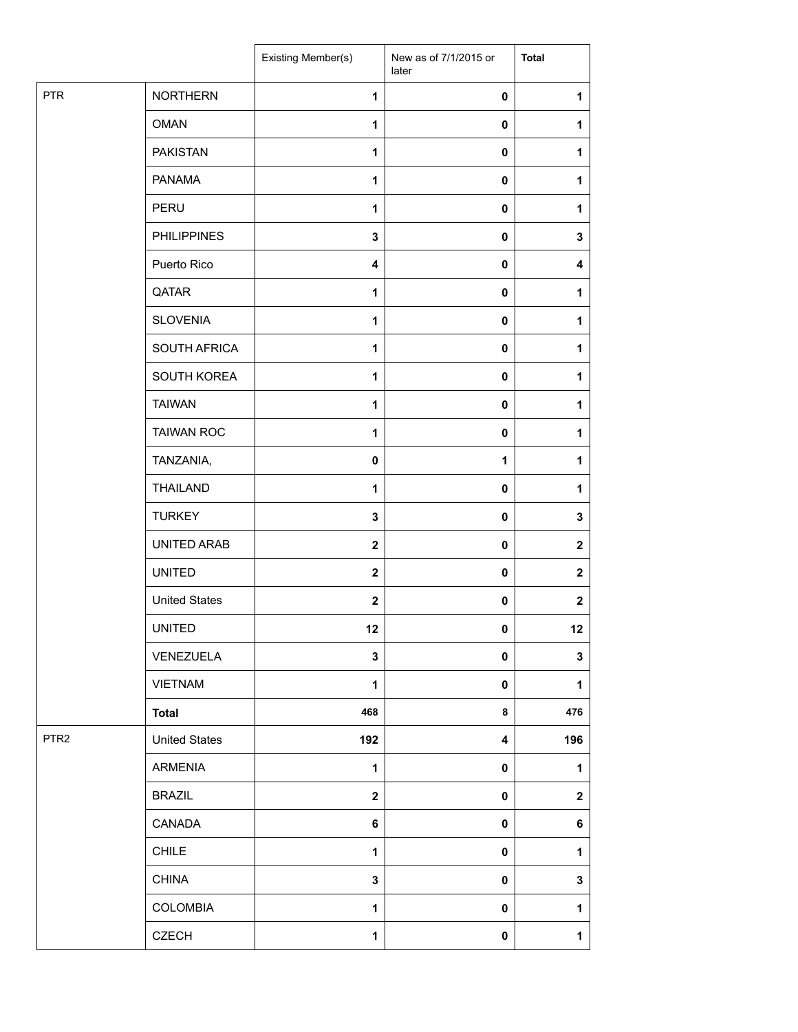| | | Existing Member(s) | New as of 7/1/2015 or later | Total |
|---|---|---|---|---|
| PTR | NORTHERN | 1 | 0 | 1 |
| | OMAN | 1 | 0 | 1 |
| | PAKISTAN | 1 | 0 | 1 |
| | PANAMA | 1 | 0 | 1 |
| | PERU | 1 | 0 | 1 |
| | PHILIPPINES | 3 | 0 | 3 |
| | Puerto Rico | 4 | 0 | 4 |
| | QATAR | 1 | 0 | 1 |
| | SLOVENIA | 1 | 0 | 1 |
| | SOUTH AFRICA | 1 | 0 | 1 |
| | SOUTH KOREA | 1 | 0 | 1 |
| | TAIWAN | 1 | 0 | 1 |
| | TAIWAN ROC | 1 | 0 | 1 |
| | TANZANIA, | 0 | 1 | 1 |
| | THAILAND | 1 | 0 | 1 |
| | TURKEY | 3 | 0 | 3 |
| | UNITED ARAB | 2 | 0 | 2 |
| | UNITED | 2 | 0 | 2 |
| | United States | 2 | 0 | 2 |
| | UNITED | 12 | 0 | 12 |
| | VENEZUELA | 3 | 0 | 3 |
| | VIETNAM | 1 | 0 | 1 |
| | **Total** | 468 | 8 | 476 |
| PTR2 | United States | 192 | 4 | 196 |
| | ARMENIA | 1 | 0 | 1 |
| | BRAZIL | 2 | 0 | 2 |
| | CANADA | 6 | 0 | 6 |
| | CHILE | 1 | 0 | 1 |
| | CHINA | 3 | 0 | 3 |
| | COLOMBIA | 1 | 0 | 1 |
| | CZECH | 1 | 0 | 1 |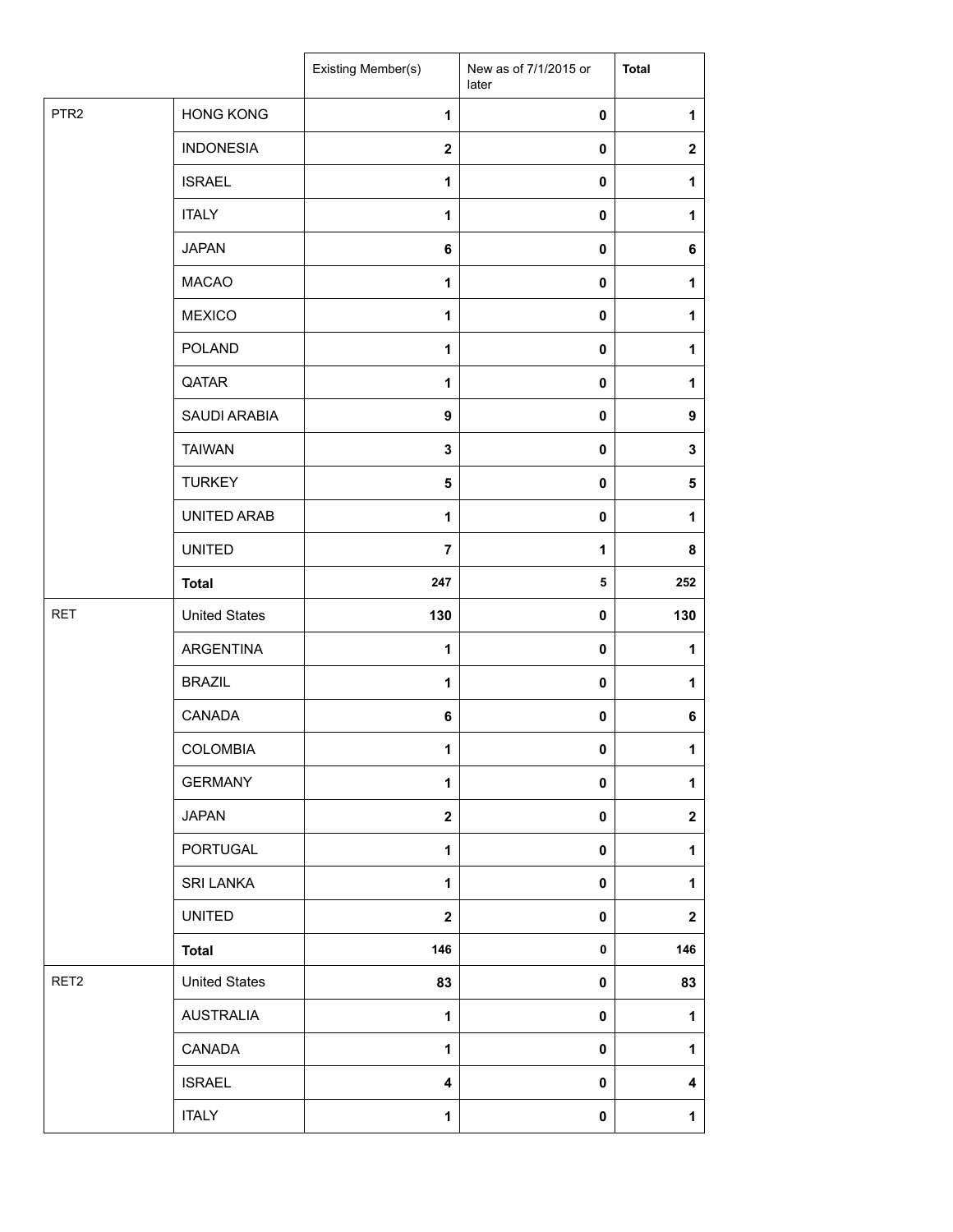| | | Existing Member(s) | New as of 7/1/2015 or later | Total |
|---|---|---|---|---|
| PTR2 | HONG KONG | 1 | 0 | 1 |
| | INDONESIA | 2 | 0 | 2 |
| | ISRAEL | 1 | 0 | 1 |
| | ITALY | 1 | 0 | 1 |
| | JAPAN | 6 | 0 | 6 |
| | MACAO | 1 | 0 | 1 |
| | MEXICO | 1 | 0 | 1 |
| | POLAND | 1 | 0 | 1 |
| | QATAR | 1 | 0 | 1 |
| | SAUDI ARABIA | 9 | 0 | 9 |
| | TAIWAN | 3 | 0 | 3 |
| | TURKEY | 5 | 0 | 5 |
| | UNITED ARAB | 1 | 0 | 1 |
| | UNITED | 7 | 1 | 8 |
| | **Total** | 247 | 5 | 252 |
| RET | United States | 130 | 0 | 130 |
| | ARGENTINA | 1 | 0 | 1 |
| | BRAZIL | 1 | 0 | 1 |
| | CANADA | 6 | 0 | 6 |
| | COLOMBIA | 1 | 0 | 1 |
| | GERMANY | 1 | 0 | 1 |
| | JAPAN | 2 | 0 | 2 |
| | PORTUGAL | 1 | 0 | 1 |
| | SRI LANKA | 1 | 0 | 1 |
| | UNITED | 2 | 0 | 2 |
| | **Total** | 146 | 0 | 146 |
| RET2 | United States | 83 | 0 | 83 |
| | AUSTRALIA | 1 | 0 | 1 |
| | CANADA | 1 | 0 | 1 |
| | ISRAEL | 4 | 0 | 4 |
| | ITALY | 1 | 0 | 1 |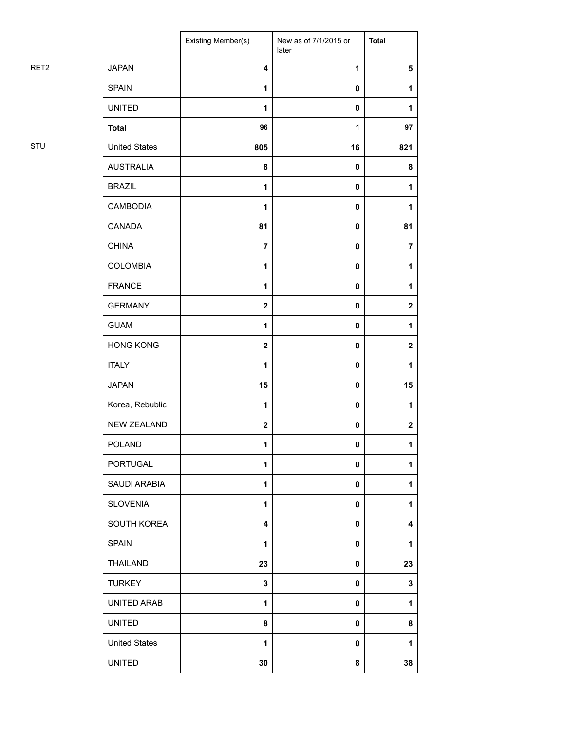| | | Existing Member(s) | New as of 7/1/2015 or later | Total |
|---|---|---|---|---|
| RET2 | JAPAN | 4 | 1 | 5 |
| | SPAIN | 1 | 0 | 1 |
| | UNITED | 1 | 0 | 1 |
| | **Total** | 96 | 1 | 97 |
| STU | United States | 805 | 16 | 821 |
| | AUSTRALIA | 8 | 0 | 8 |
| | BRAZIL | 1 | 0 | 1 |
| | CAMBODIA | 1 | 0 | 1 |
| | CANADA | 81 | 0 | 81 |
| | CHINA | 7 | 0 | 7 |
| | COLOMBIA | 1 | 0 | 1 |
| | FRANCE | 1 | 0 | 1 |
| | GERMANY | 2 | 0 | 2 |
| | GUAM | 1 | 0 | 1 |
| | HONG KONG | 2 | 0 | 2 |
| | ITALY | 1 | 0 | 1 |
| | JAPAN | 15 | 0 | 15 |
| | Korea, Rebublic | 1 | 0 | 1 |
| | NEW ZEALAND | 2 | 0 | 2 |
| | POLAND | 1 | 0 | 1 |
| | PORTUGAL | 1 | 0 | 1 |
| | SAUDI ARABIA | 1 | 0 | 1 |
| | SLOVENIA | 1 | 0 | 1 |
| | SOUTH KOREA | 4 | 0 | 4 |
| | SPAIN | 1 | 0 | 1 |
| | THAILAND | 23 | 0 | 23 |
| | TURKEY | 3 | 0 | 3 |
| | UNITED ARAB | 1 | 0 | 1 |
| | UNITED | 8 | 0 | 8 |
| | United States | 1 | 0 | 1 |
| | UNITED | 30 | 8 | 38 |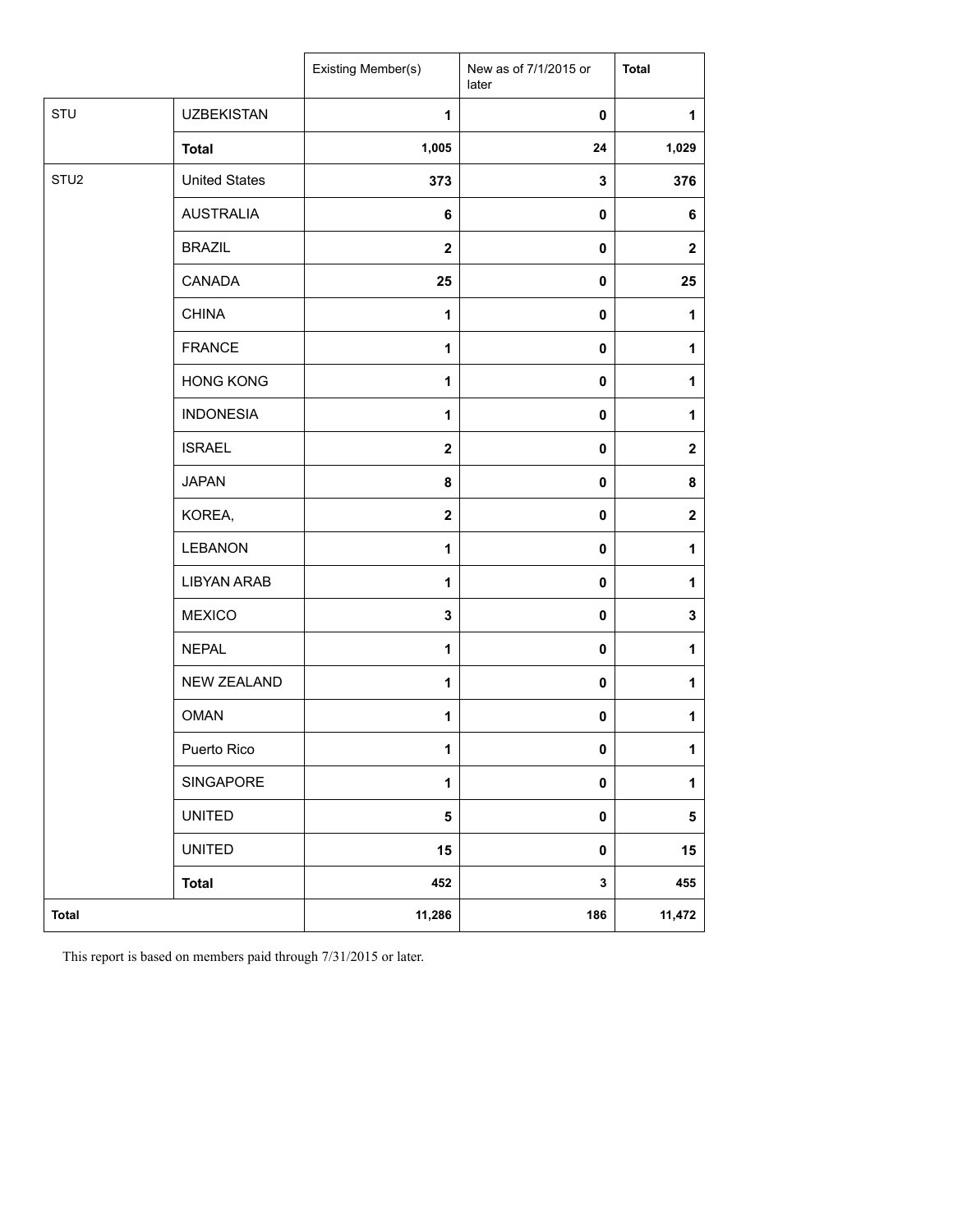| | | Existing Member(s) | New as of 7/1/2015 or later | Total |
|---|---|---|---|---|
| STU | UZBEKISTAN | 1 | 0 | 1 |
| | **Total** | 1,005 | 24 | 1,029 |
| STU2 | United States | 373 | 3 | 376 |
| | AUSTRALIA | 6 | 0 | 6 |
| | BRAZIL | 2 | 0 | 2 |
| | CANADA | 25 | 0 | 25 |
| | CHINA | 1 | 0 | 1 |
| | FRANCE | 1 | 0 | 1 |
| | HONG KONG | 1 | 0 | 1 |
| | INDONESIA | 1 | 0 | 1 |
| | ISRAEL | 2 | 0 | 2 |
| | JAPAN | 8 | 0 | 8 |
| | KOREA, | 2 | 0 | 2 |
| | LEBANON | 1 | 0 | 1 |
| | LIBYAN ARAB | 1 | 0 | 1 |
| | MEXICO | 3 | 0 | 3 |
| | NEPAL | 1 | 0 | 1 |
| | NEW ZEALAND | 1 | 0 | 1 |
| | OMAN | 1 | 0 | 1 |
| | Puerto Rico | 1 | 0 | 1 |
| | SINGAPORE | 1 | 0 | 1 |
| | UNITED | 5 | 0 | 5 |
| | UNITED | 15 | 0 | 15 |
| | **Total** | 452 | 3 | 455 |
| **Total** | | 11,286 | 186 | 11,472 |

This report is based on members paid through 7/31/2015 or later.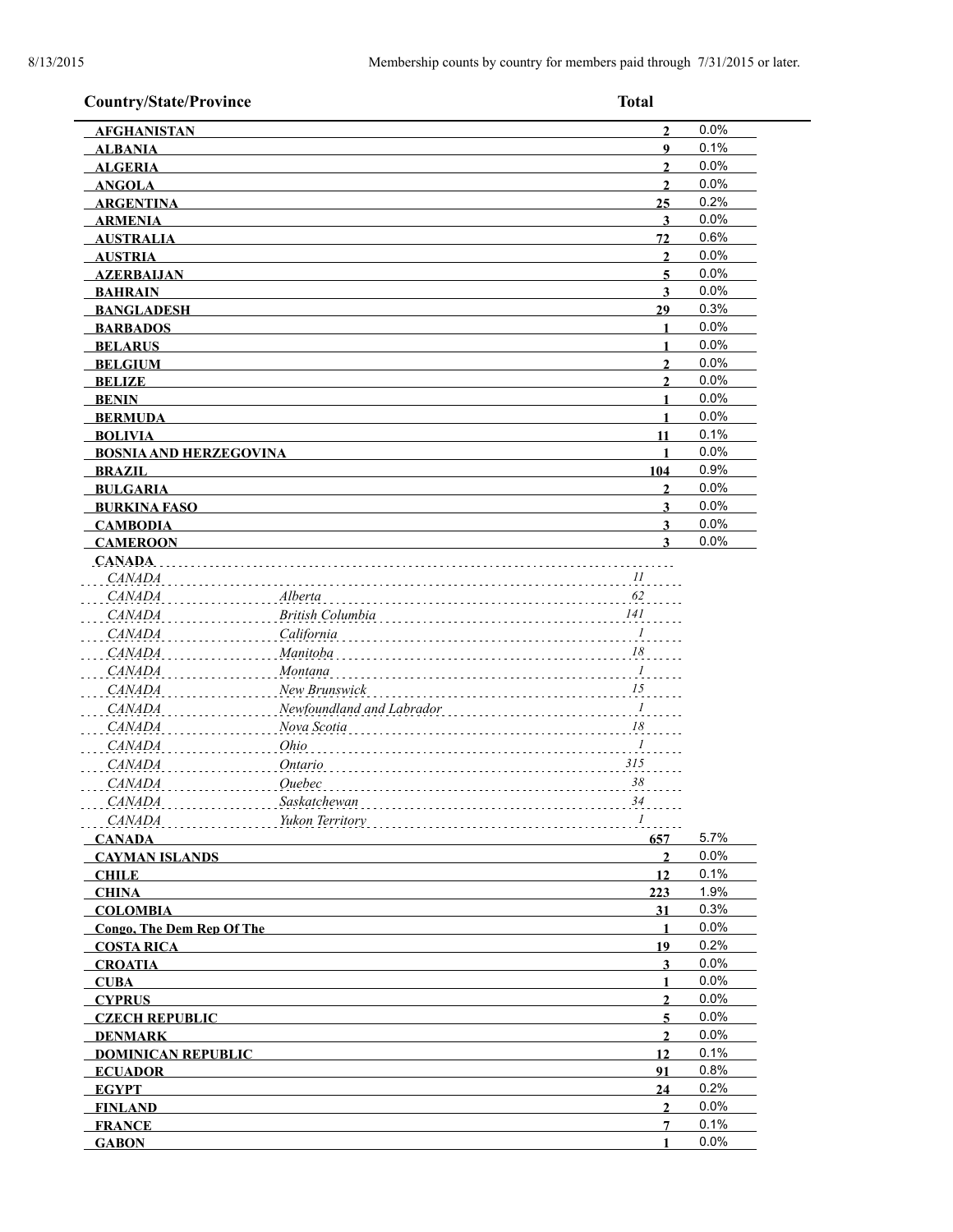8/13/2015 Membership counts by country for members paid through 7/31/2015 or later.

| Country/State/Province | | Total | |
|---|---|---|---|
| **AFGHANISTAN** | | **2** | 0.0% |
| **ALBANIA** | | **9** | 0.1% |
| **ALGERIA** | | **2** | 0.0% |
| **ANGOLA** | | **2** | 0.0% |
| **ARGENTINA** | | **25** | 0.2% |
| **ARMENIA** | | **3** | 0.0% |
| **AUSTRALIA** | | **72** | 0.6% |
| **AUSTRIA** | | **2** | 0.0% |
| **AZERBAIJAN** | | **5** | 0.0% |
| **BAHRAIN** | | **3** | 0.0% |
| **BANGLADESH** | | **29** | 0.3% |
| **BARBADOS** | | **1** | 0.0% |
| **BELARUS** | | **1** | 0.0% |
| **BELGIUM** | | **2** | 0.0% |
| **BELIZE** | | **2** | 0.0% |
| **BENIN** | | **1** | 0.0% |
| **BERMUDA** | | **1** | 0.0% |
| **BOLIVIA** | | **11** | 0.1% |
| **BOSNIA AND HERZEGOVINA** | | **1** | 0.0% |
| **BRAZIL** | | **104** | 0.9% |
| **BULGARIA** | | **2** | 0.0% |
| **BURKINA FASO** | | **3** | 0.0% |
| **CAMBODIA** | | **3** | 0.0% |
| **CAMEROON** | | **3** | 0.0% |
| **CANADA** | | | |
| *CANADA* | | *11* | |
| *CANADA* | *Alberta* | *62* | |
| *CANADA* | *British Columbia* | *141* | |
| *CANADA* | *California* | *1* | |
| *CANADA* | *Manitoba* | *18* | |
| *CANADA* | *Montana* | *1* | |
| *CANADA* | *New Brunswick* | *15* | |
| *CANADA* | *Newfoundland and Labrador* | *1* | |
| *CANADA* | *Nova Scotia* | *18* | |
| *CANADA* | *Ohio* | *1* | |
| *CANADA* | *Ontario* | *315* | |
| *CANADA* | *Quebec* | *38* | |
| *CANADA* | *Saskatchewan* | *34* | |
| *CANADA* | *Yukon Territory* | *1* | |
| **CANADA** | | **657** | 5.7% |
| **CAYMAN ISLANDS** | | **2** | 0.0% |
| **CHILE** | | **12** | 0.1% |
| **CHINA** | | **223** | 1.9% |
| **COLOMBIA** | | **31** | 0.3% |
| **Congo, The Dem Rep Of The** | | **1** | 0.0% |
| **COSTA RICA** | | **19** | 0.2% |
| **CROATIA** | | **3** | 0.0% |
| **CUBA** | | **1** | 0.0% |
| **CYPRUS** | | **2** | 0.0% |
| **CZECH REPUBLIC** | | **5** | 0.0% |
| **DENMARK** | | **2** | 0.0% |
| **DOMINICAN REPUBLIC** | | **12** | 0.1% |
| **ECUADOR** | | **91** | 0.8% |
| **EGYPT** | | **24** | 0.2% |
| **FINLAND** | | **2** | 0.0% |
| **FRANCE** | | **7** | 0.1% |
| **GABON** | | **1** | 0.0% |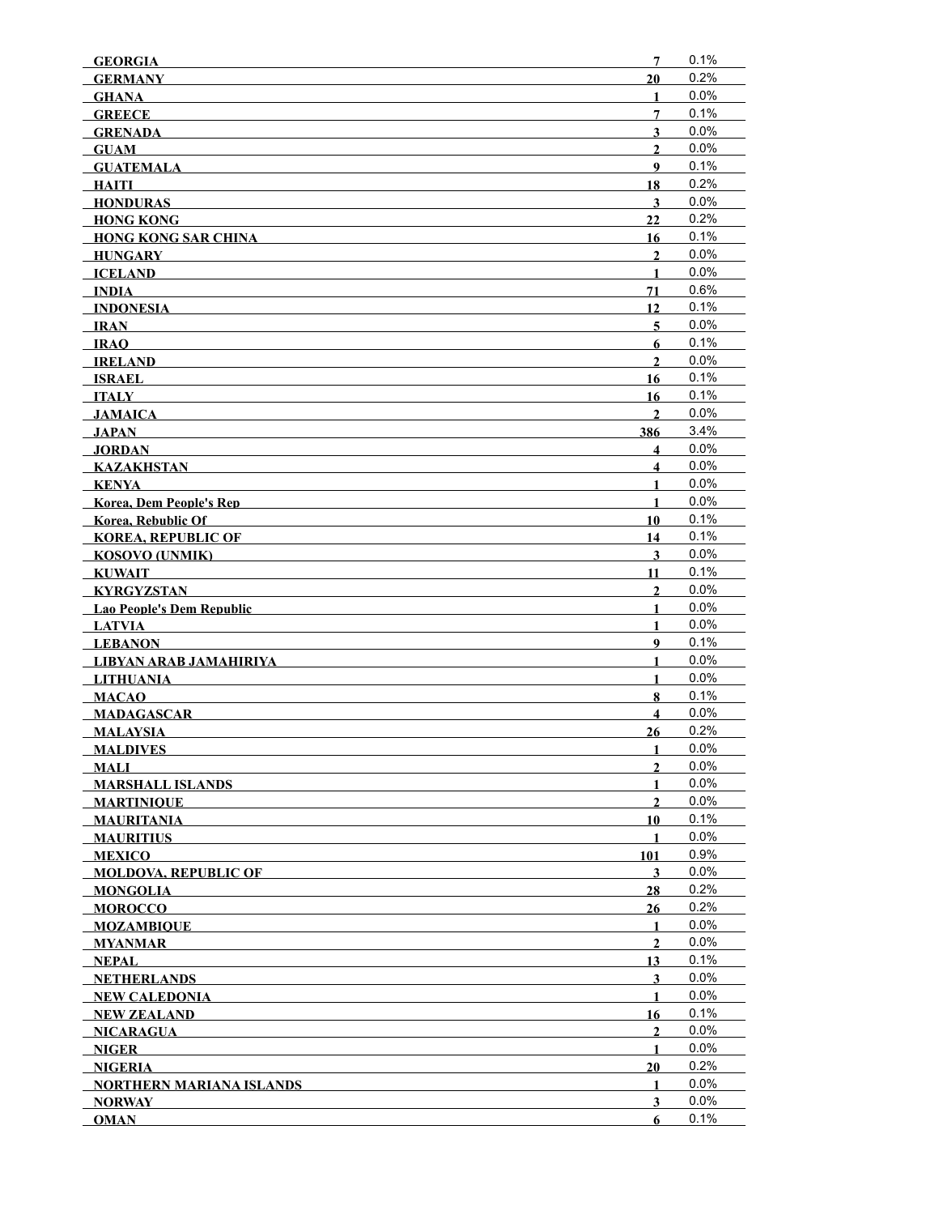| | | |
|---|---|---|
| **GEORGIA** | **7** | 0.1% |
| **GERMANY** | **20** | 0.2% |
| **GHANA** | **1** | 0.0% |
| **GREECE** | **7** | 0.1% |
| **GRENADA** | **3** | 0.0% |
| **GUAM** | **2** | 0.0% |
| **GUATEMALA** | **9** | 0.1% |
| **HAITI** | **18** | 0.2% |
| **HONDURAS** | **3** | 0.0% |
| **HONG KONG** | **22** | 0.2% |
| **HONG KONG SAR CHINA** | **16** | 0.1% |
| **HUNGARY** | **2** | 0.0% |
| **ICELAND** | **1** | 0.0% |
| **INDIA** | **71** | 0.6% |
| **INDONESIA** | **12** | 0.1% |
| **IRAN** | **5** | 0.0% |
| **IRAQ** | **6** | 0.1% |
| **IRELAND** | **2** | 0.0% |
| **ISRAEL** | **16** | 0.1% |
| **ITALY** | **16** | 0.1% |
| **JAMAICA** | **2** | 0.0% |
| **JAPAN** | **386** | 3.4% |
| **JORDAN** | **4** | 0.0% |
| **KAZAKHSTAN** | **4** | 0.0% |
| **KENYA** | **1** | 0.0% |
| **Korea, Dem People's Rep** | **1** | 0.0% |
| **Korea, Rebublic Of** | **10** | 0.1% |
| **KOREA, REPUBLIC OF** | **14** | 0.1% |
| **KOSOVO (UNMIK)** | **3** | 0.0% |
| **KUWAIT** | **11** | 0.1% |
| **KYRGYZSTAN** | **2** | 0.0% |
| **Lao People's Dem Republic** | **1** | 0.0% |
| **LATVIA** | **1** | 0.0% |
| **LEBANON** | **9** | 0.1% |
| **LIBYAN ARAB JAMAHIRIYA** | **1** | 0.0% |
| **LITHUANIA** | **1** | 0.0% |
| **MACAO** | **8** | 0.1% |
| **MADAGASCAR** | **4** | 0.0% |
| **MALAYSIA** | **26** | 0.2% |
| **MALDIVES** | **1** | 0.0% |
| **MALI** | **2** | 0.0% |
| **MARSHALL ISLANDS** | **1** | 0.0% |
| **MARTINIQUE** | **2** | 0.0% |
| **MAURITANIA** | **10** | 0.1% |
| **MAURITIUS** | **1** | 0.0% |
| **MEXICO** | **101** | 0.9% |
| **MOLDOVA, REPUBLIC OF** | **3** | 0.0% |
| **MONGOLIA** | **28** | 0.2% |
| **MOROCCO** | **26** | 0.2% |
| **MOZAMBIQUE** | **1** | 0.0% |
| **MYANMAR** | **2** | 0.0% |
| **NEPAL** | **13** | 0.1% |
| **NETHERLANDS** | **3** | 0.0% |
| **NEW CALEDONIA** | **1** | 0.0% |
| **NEW ZEALAND** | **16** | 0.1% |
| **NICARAGUA** | **2** | 0.0% |
| **NIGER** | **1** | 0.0% |
| **NIGERIA** | **20** | 0.2% |
| **NORTHERN MARIANA ISLANDS** | **1** | 0.0% |
| **NORWAY** | **3** | 0.0% |
| **OMAN** | **6** | 0.1% |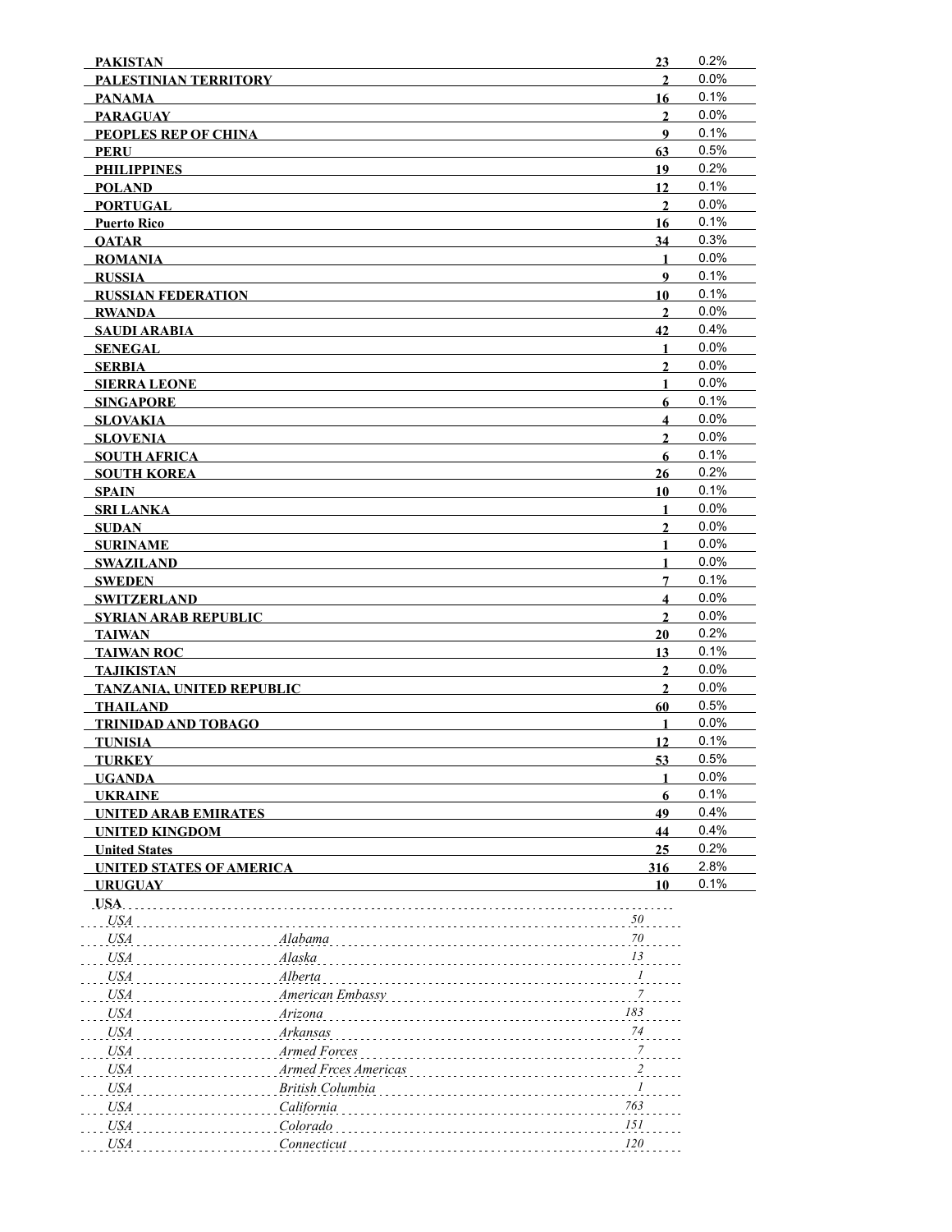| | | |
|---|---|---|
| **PAKISTAN** | **23** | 0.2% |
| **PALESTINIAN TERRITORY** | **2** | 0.0% |
| **PANAMA** | **16** | 0.1% |
| **PARAGUAY** | **2** | 0.0% |
| **PEOPLES REP OF CHINA** | **9** | 0.1% |
| **PERU** | **63** | 0.5% |
| **PHILIPPINES** | **19** | 0.2% |
| **POLAND** | **12** | 0.1% |
| **PORTUGAL** | **2** | 0.0% |
| **Puerto Rico** | **16** | 0.1% |
| **QATAR** | **34** | 0.3% |
| **ROMANIA** | **1** | 0.0% |
| **RUSSIA** | **9** | 0.1% |
| **RUSSIAN FEDERATION** | **10** | 0.1% |
| **RWANDA** | **2** | 0.0% |
| **SAUDI ARABIA** | **42** | 0.4% |
| **SENEGAL** | **1** | 0.0% |
| **SERBIA** | **2** | 0.0% |
| **SIERRA LEONE** | **1** | 0.0% |
| **SINGAPORE** | **6** | 0.1% |
| **SLOVAKIA** | **4** | 0.0% |
| **SLOVENIA** | **2** | 0.0% |
| **SOUTH AFRICA** | **6** | 0.1% |
| **SOUTH KOREA** | **26** | 0.2% |
| **SPAIN** | **10** | 0.1% |
| **SRI LANKA** | **1** | 0.0% |
| **SUDAN** | **2** | 0.0% |
| **SURINAME** | **1** | 0.0% |
| **SWAZILAND** | **1** | 0.0% |
| **SWEDEN** | **7** | 0.1% |
| **SWITZERLAND** | **4** | 0.0% |
| **SYRIAN ARAB REPUBLIC** | **2** | 0.0% |
| **TAIWAN** | **20** | 0.2% |
| **TAIWAN ROC** | **13** | 0.1% |
| **TAJIKISTAN** | **2** | 0.0% |
| **TANZANIA, UNITED REPUBLIC** | **2** | 0.0% |
| **THAILAND** | **60** | 0.5% |
| **TRINIDAD AND TOBAGO** | **1** | 0.0% |
| **TUNISIA** | **12** | 0.1% |
| **TURKEY** | **53** | 0.5% |
| **UGANDA** | **1** | 0.0% |
| **UKRAINE** | **6** | 0.1% |
| **UNITED ARAB EMIRATES** | **49** | 0.4% |
| **UNITED KINGDOM** | **44** | 0.4% |
| **United States** | **25** | 0.2% |
| **UNITED STATES OF AMERICA** | **316** | 2.8% |
| **URUGUAY** | **10** | 0.1% |

**USA**

| | | |
|---|---|---|
| *USA* | | *50* |
| *USA* | *Alabama* | *70* |
| *USA* | *Alaska* | *13* |
| *USA* | *Alberta* | *1* |
| *USA* | *American Embassy* | *7* |
| *USA* | *Arizona* | *183* |
| *USA* | *Arkansas* | *74* |
| *USA* | *Armed Forces* | *7* |
| *USA* | *Armed Frces Americas* | *2* |
| *USA* | *British Columbia* | *1* |
| *USA* | *California* | *763* |
| *USA* | *Colorado* | *151* |
| *USA* | *Connecticut* | *120* |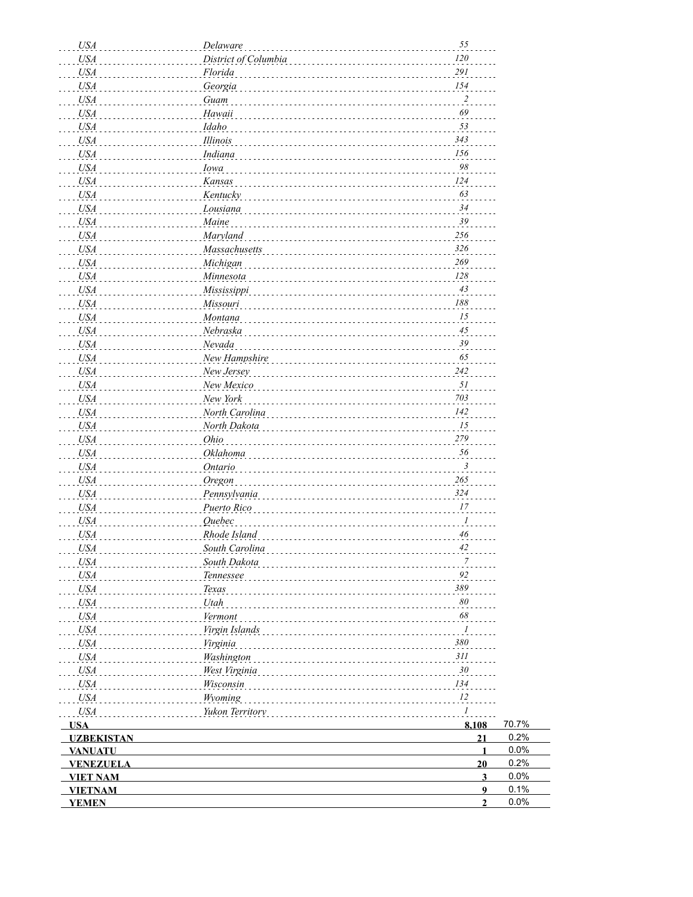| | | | |
|---|---|---|---|
| *USA* | *Delaware* | *55* | |
| *USA* | *District of Columbia* | *120* | |
| *USA* | *Florida* | *291* | |
| *USA* | *Georgia* | *154* | |
| *USA* | *Guam* | *2* | |
| *USA* | *Hawaii* | *69* | |
| *USA* | *Idaho* | *53* | |
| *USA* | *Illinois* | *343* | |
| *USA* | *Indiana* | *156* | |
| *USA* | *Iowa* | *98* | |
| *USA* | *Kansas* | *124* | |
| *USA* | *Kentucky* | *63* | |
| *USA* | *Lousiana* | *34* | |
| *USA* | *Maine* | *39* | |
| *USA* | *Maryland* | *256* | |
| *USA* | *Massachusetts* | *326* | |
| *USA* | *Michigan* | *269* | |
| *USA* | *Minnesota* | *128* | |
| *USA* | *Mississippi* | *43* | |
| *USA* | *Missouri* | *188* | |
| *USA* | *Montana* | *15* | |
| *USA* | *Nebraska* | *45* | |
| *USA* | *Nevada* | *39* | |
| *USA* | *New Hampshire* | *65* | |
| *USA* | *New Jersey* | *242* | |
| *USA* | *New Mexico* | *51* | |
| *USA* | *New York* | *703* | |
| *USA* | *North Carolina* | *142* | |
| *USA* | *North Dakota* | *15* | |
| *USA* | *Ohio* | *279* | |
| *USA* | *Oklahoma* | *56* | |
| *USA* | *Ontario* | *3* | |
| *USA* | *Oregon* | *265* | |
| *USA* | *Pennsylvania* | *324* | |
| *USA* | *Puerto Rico* | *17* | |
| *USA* | *Quebec* | *1* | |
| *USA* | *Rhode Island* | *46* | |
| *USA* | *South Carolina* | *42* | |
| *USA* | *South Dakota* | *7* | |
| *USA* | *Tennessee* | *92* | |
| *USA* | *Texas* | *389* | |
| *USA* | *Utah* | *80* | |
| *USA* | *Vermont* | *68* | |
| *USA* | *Virgin Islands* | *1* | |
| *USA* | *Virginia* | *380* | |
| *USA* | *Washington* | *311* | |
| *USA* | *West Virginia* | *30* | |
| *USA* | *Wisconsin* | *134* | |
| *USA* | *Wyoming* | *12* | |
| *USA* | *Yukon Territory* | *1* | |
| **USA** | | **8,108** | 70.7% |
| **UZBEKISTAN** | | **21** | 0.2% |
| **VANUATU** | | **1** | 0.0% |
| **VENEZUELA** | | **20** | 0.2% |
| **VIET NAM** | | **3** | 0.0% |
| **VIETNAM** | | **9** | 0.1% |
| **YEMEN** | | **2** | 0.0% |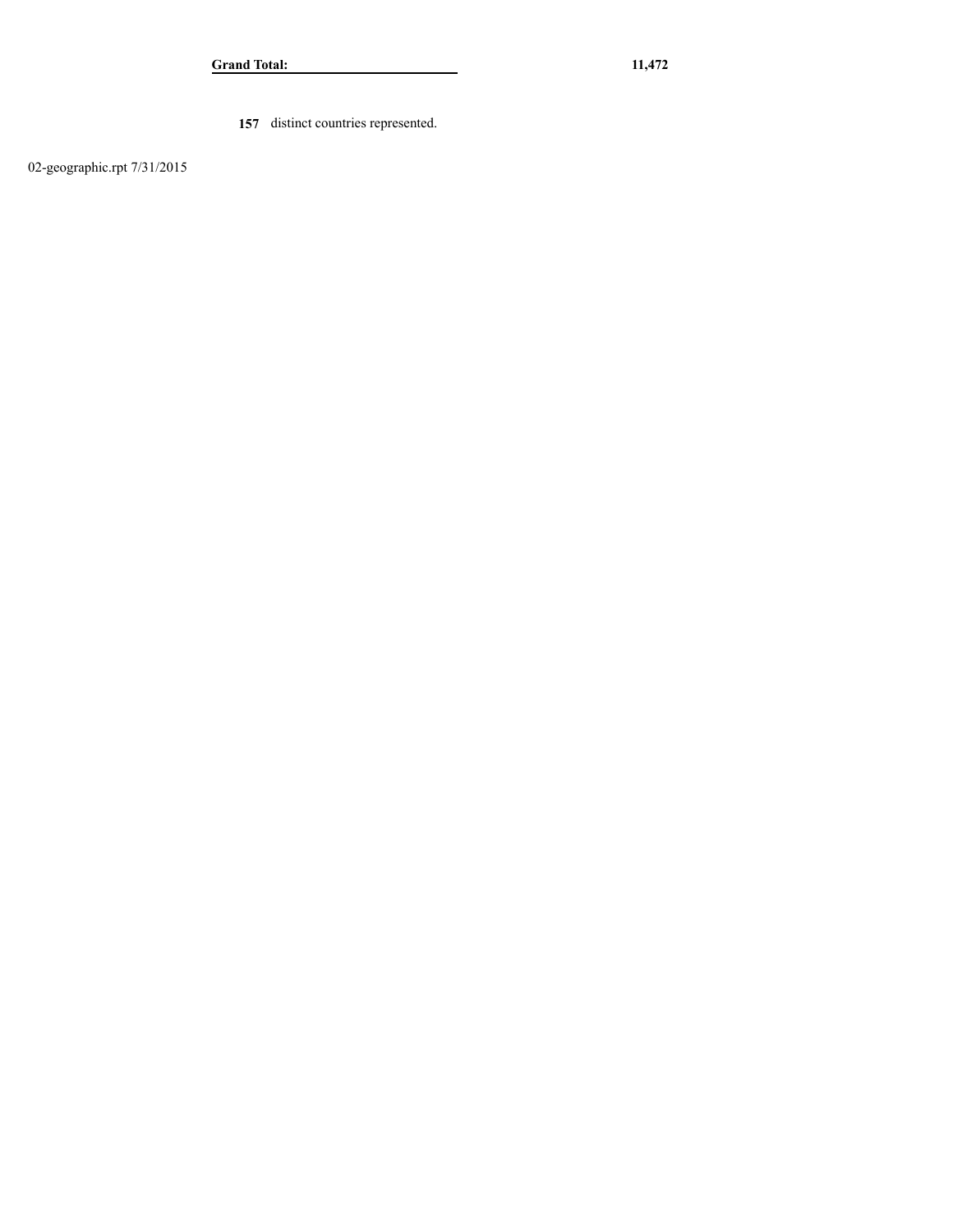| **Grand Total:** | **11,472** |
|---|---|

**157** distinct countries represented.

02-geographic.rpt 7/31/2015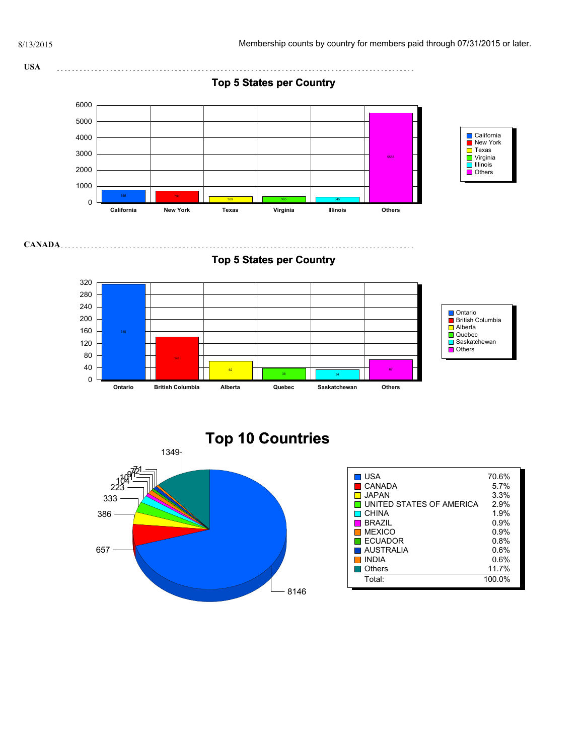8/13/2015

Membership counts by country for members paid through 07/31/2015 or later.

## USA

### Top 5 States per Country

| State | Count |
|---|---|
| California | 768 |
| New York | 700 |
| Texas | 389 |
| Virginia | 385 |
| Illinois | 345 |
| Others | 5559 |

## CANADA

### Top 5 States per Country

| State | Count |
|---|---|
| Ontario | 315 |
| British Columbia | 141 |
| Alberta | 62 |
| Quebec | 38 |
| Saskatchewan | 34 |
| Others | 67 |

## Top 10 Countries

| Country | Count | Percent |
|---|---|---|
| USA | 8146 | 70.6% |
| CANADA | 657 | 5.7% |
| JAPAN | 386 | 3.3% |
| UNITED STATES OF AMERICA | 333 | 2.9% |
| CHINA | 223 | 1.9% |
| BRAZIL | 104 | 0.9% |
| MEXICO | 101 | 0.9% |
| ECUADOR | 97 | 0.8% |
| AUSTRALIA | 72 | 0.6% |
| INDIA | 71 | 0.6% |
| Others | 1349 | 11.7% |
| Total: | | 100.0% |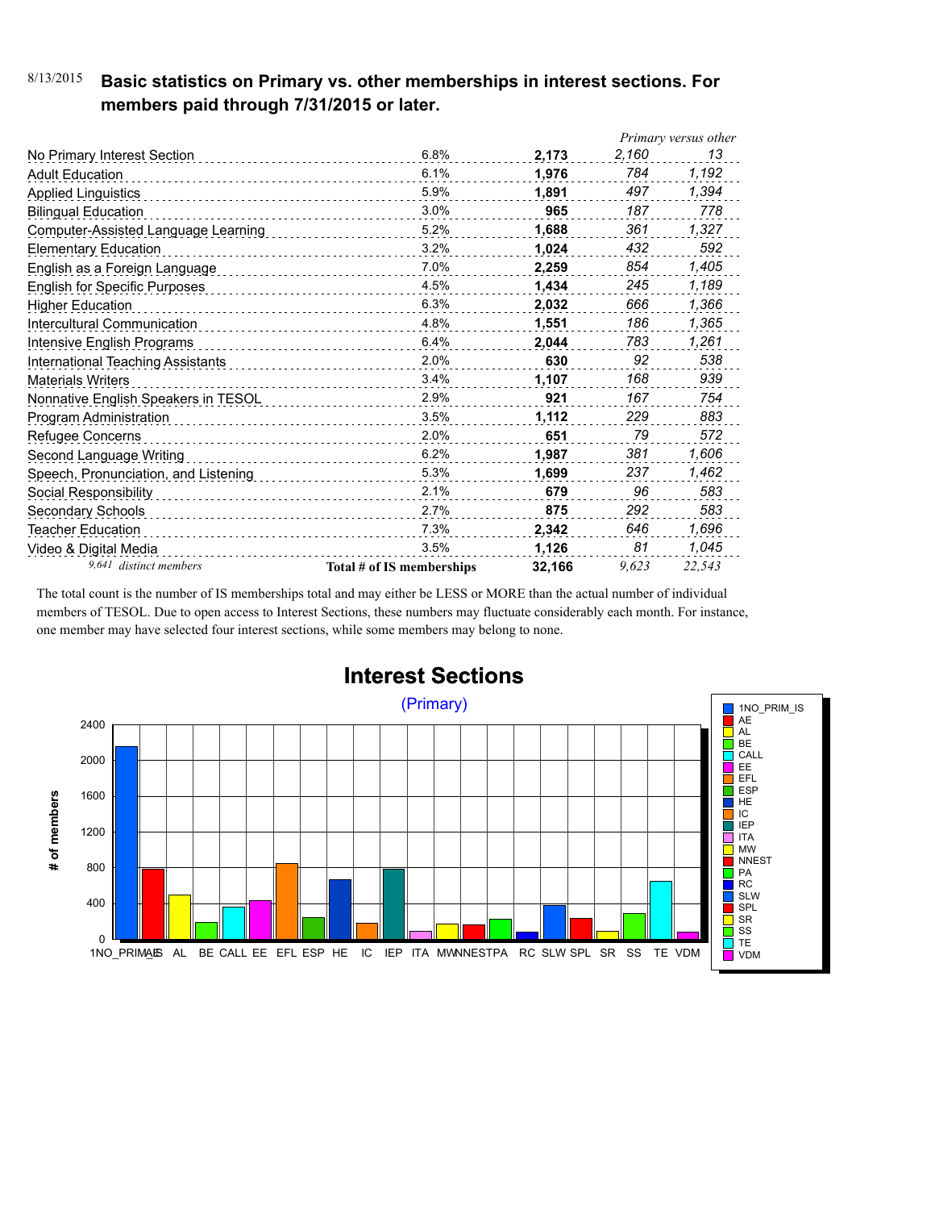8/13/2015

## Basic statistics on Primary vs. other memberships in interest sections. For members paid through 7/31/2015 or later.

| | | | *Primary versus other* | |
|---|---|---|---|---|
| No Primary Interest Section | 6.8% | **2,173** | *2,160* | *13* |
| Adult Education | 6.1% | **1,976** | *784* | *1,192* |
| Applied Linguistics | 5.9% | **1,891** | *497* | *1,394* |
| Bilingual Education | 3.0% | **965** | *187* | *778* |
| Computer-Assisted Language Learning | 5.2% | **1,688** | *361* | *1,327* |
| Elementary Education | 3.2% | **1,024** | *432* | *592* |
| English as a Foreign Language | 7.0% | **2,259** | *854* | *1,405* |
| English for Specific Purposes | 4.5% | **1,434** | *245* | *1,189* |
| Higher Education | 6.3% | **2,032** | *666* | *1,366* |
| Intercultural Communication | 4.8% | **1,551** | *186* | *1,365* |
| Intensive English Programs | 6.4% | **2,044** | *783* | *1,261* |
| International Teaching Assistants | 2.0% | **630** | *92* | *538* |
| Materials Writers | 3.4% | **1,107** | *168* | *939* |
| Nonnative English Speakers in TESOL | 2.9% | **921** | *167* | *754* |
| Program Administration | 3.5% | **1,112** | *229* | *883* |
| Refugee Concerns | 2.0% | **651** | *79* | *572* |
| Second Language Writing | 6.2% | **1,987** | *381* | *1,606* |
| Speech, Pronunciation, and Listening | 5.3% | **1,699** | *237* | *1,462* |
| Social Responsibility | 2.1% | **679** | *96* | *583* |
| Secondary Schools | 2.7% | **875** | *292* | *583* |
| Teacher Education | 7.3% | **2,342** | *646* | *1,696* |
| Video & Digital Media | 3.5% | **1,126** | *81* | *1,045* |
| *9,641 distinct members* | **Total # of IS memberships** | **32,166** | *9,623* | *22,543* |

The total count is the number of IS memberships total and may either be LESS or MORE than the actual number of individual members of TESOL. Due to open access to Interest Sections, these numbers may fluctuate considerably each month. For instance, one member may have selected four interest sections, while some members may belong to none.

### Interest Sections

(Primary)

| Interest Section | # of members (approx.) |
|---|---|
| 1NO_PRIM_IS | 2160 |
| AE | 784 |
| AL | 497 |
| BE | 187 |
| CALL | 361 |
| EE | 432 |
| EFL | 854 |
| ESP | 245 |
| HE | 666 |
| IC | 186 |
| IEP | 783 |
| ITA | 92 |
| MW | 168 |
| NNEST | 167 |
| PA | 229 |
| RC | 79 |
| SLW | 381 |
| SPL | 237 |
| SR | 96 |
| SS | 292 |
| TE | 646 |
| VDM | 81 |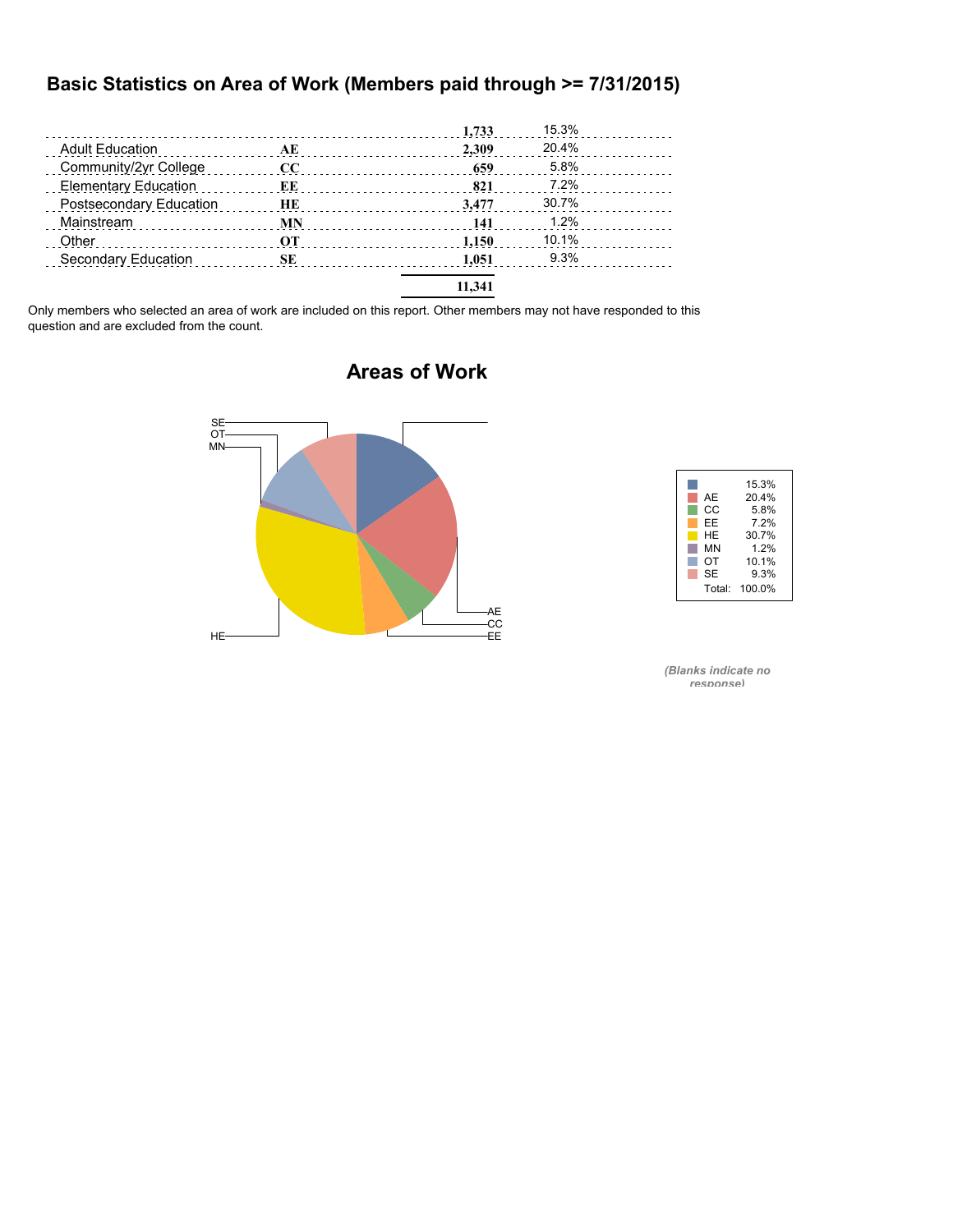# Basic Statistics on Area of Work (Members paid through >= 7/31/2015)

| | | | |
|---|---|---|---|
| | | **1,733** | 15.3% |
| Adult Education | **AE** | **2,309** | 20.4% |
| Community/2yr College | **CC** | **659** | 5.8% |
| Elementary Education | **EE** | **821** | 7.2% |
| Postsecondary Education | **HE** | **3,477** | 30.7% |
| Mainstream | **MN** | **141** | 1.2% |
| Other | **OT** | **1,150** | 10.1% |
| Secondary Education | **SE** | **1,051** | 9.3% |
| | | **11,341** | |

Only members who selected an area of work are included on this report. Other members may not have responded to this question and are excluded from the count.

## Areas of Work

| | |
|---|---|
| | 15.3% |
| AE | 20.4% |
| CC | 5.8% |
| EE | 7.2% |
| HE | 30.7% |
| MN | 1.2% |
| OT | 10.1% |
| SE | 9.3% |
| Total: | 100.0% |

*(Blanks indicate no response)*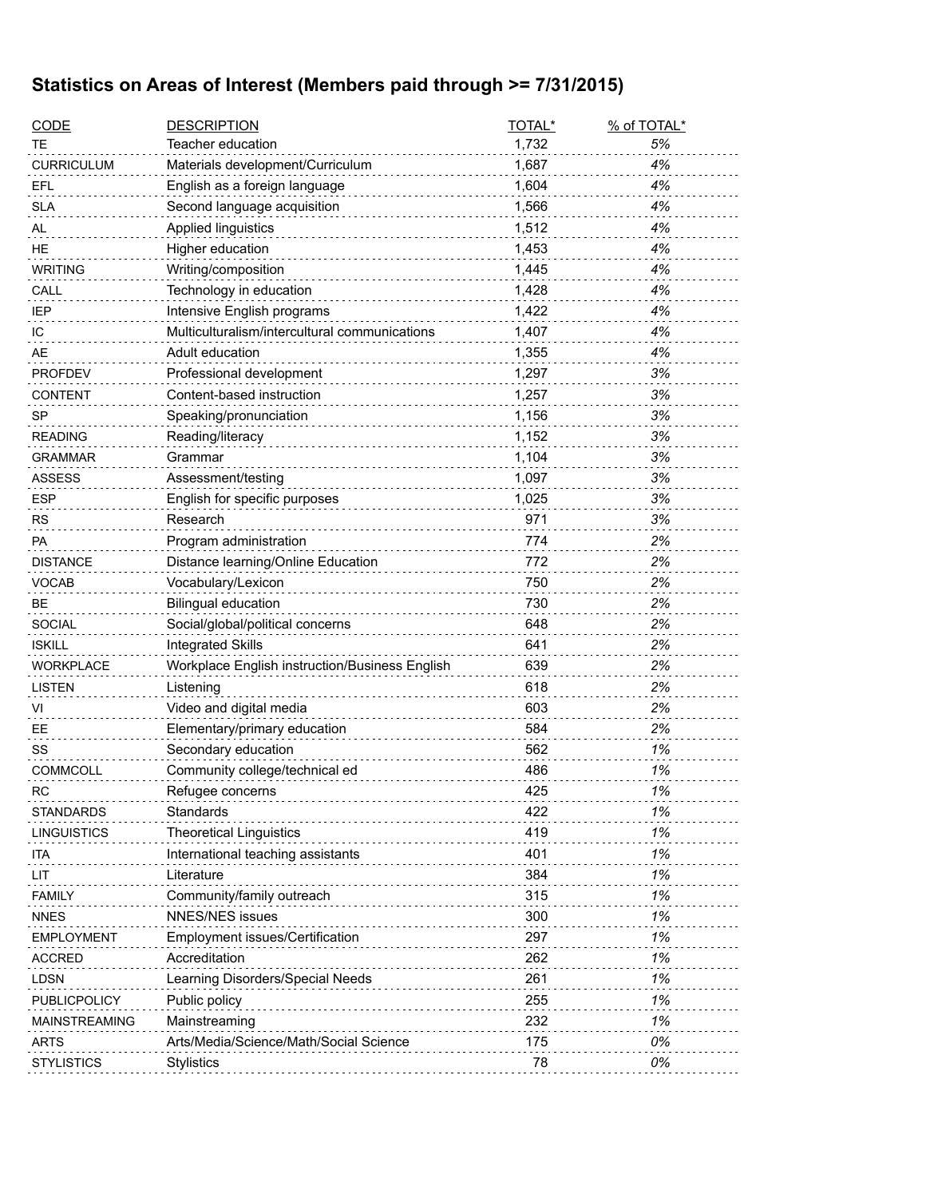## Statistics on Areas of Interest (Members paid through >= 7/31/2015)

| CODE | DESCRIPTION | TOTAL* | % of TOTAL* |
|---|---|---|---|
| TE | Teacher education | 1,732 | *5%* |
| CURRICULUM | Materials development/Curriculum | 1,687 | *4%* |
| EFL | English as a foreign language | 1,604 | *4%* |
| SLA | Second language acquisition | 1,566 | *4%* |
| AL | Applied linguistics | 1,512 | *4%* |
| HE | Higher education | 1,453 | *4%* |
| WRITING | Writing/composition | 1,445 | *4%* |
| CALL | Technology in education | 1,428 | *4%* |
| IEP | Intensive English programs | 1,422 | *4%* |
| IC | Multiculturalism/intercultural communications | 1,407 | *4%* |
| AE | Adult education | 1,355 | *4%* |
| PROFDEV | Professional development | 1,297 | *3%* |
| CONTENT | Content-based instruction | 1,257 | *3%* |
| SP | Speaking/pronunciation | 1,156 | *3%* |
| READING | Reading/literacy | 1,152 | *3%* |
| GRAMMAR | Grammar | 1,104 | *3%* |
| ASSESS | Assessment/testing | 1,097 | *3%* |
| ESP | English for specific purposes | 1,025 | *3%* |
| RS | Research | 971 | *3%* |
| PA | Program administration | 774 | *2%* |
| DISTANCE | Distance learning/Online Education | 772 | *2%* |
| VOCAB | Vocabulary/Lexicon | 750 | *2%* |
| BE | Bilingual education | 730 | *2%* |
| SOCIAL | Social/global/political concerns | 648 | *2%* |
| ISKILL | Integrated Skills | 641 | *2%* |
| WORKPLACE | Workplace English instruction/Business English | 639 | *2%* |
| LISTEN | Listening | 618 | *2%* |
| VI | Video and digital media | 603 | *2%* |
| EE | Elementary/primary education | 584 | *2%* |
| SS | Secondary education | 562 | *1%* |
| COMMCOLL | Community college/technical ed | 486 | *1%* |
| RC | Refugee concerns | 425 | *1%* |
| STANDARDS | Standards | 422 | *1%* |
| LINGUISTICS | Theoretical Linguistics | 419 | *1%* |
| ITA | International teaching assistants | 401 | *1%* |
| LIT | Literature | 384 | *1%* |
| FAMILY | Community/family outreach | 315 | *1%* |
| NNES | NNES/NES issues | 300 | *1%* |
| EMPLOYMENT | Employment issues/Certification | 297 | *1%* |
| ACCRED | Accreditation | 262 | *1%* |
| LDSN | Learning Disorders/Special Needs | 261 | *1%* |
| PUBLICPOLICY | Public policy | 255 | *1%* |
| MAINSTREAMING | Mainstreaming | 232 | *1%* |
| ARTS | Arts/Media/Science/Math/Social Science | 175 | *0%* |
| STYLISTICS | Stylistics | 78 | *0%* |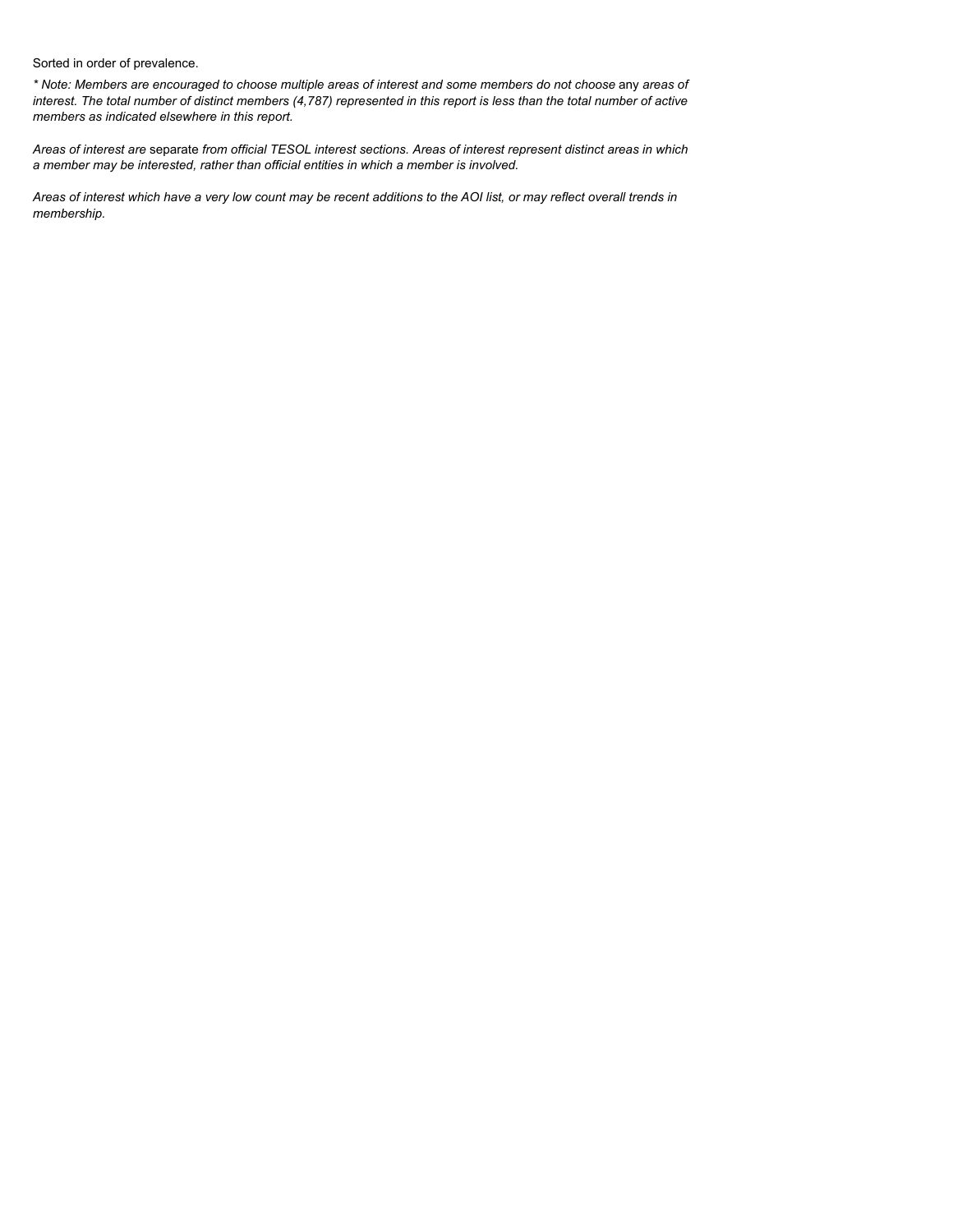Sorted in order of prevalence.

*\* Note: Members are encouraged to choose multiple areas of interest and some members do not choose* any *areas of interest. The total number of distinct members (4,787) represented in this report is less than the total number of active members as indicated elsewhere in this report.*

*Areas of interest are* separate *from official TESOL interest sections. Areas of interest represent distinct areas in which a member may be interested, rather than official entities in which a member is involved.*

*Areas of interest which have a very low count may be recent additions to the AOI list, or may reflect overall trends in membership.*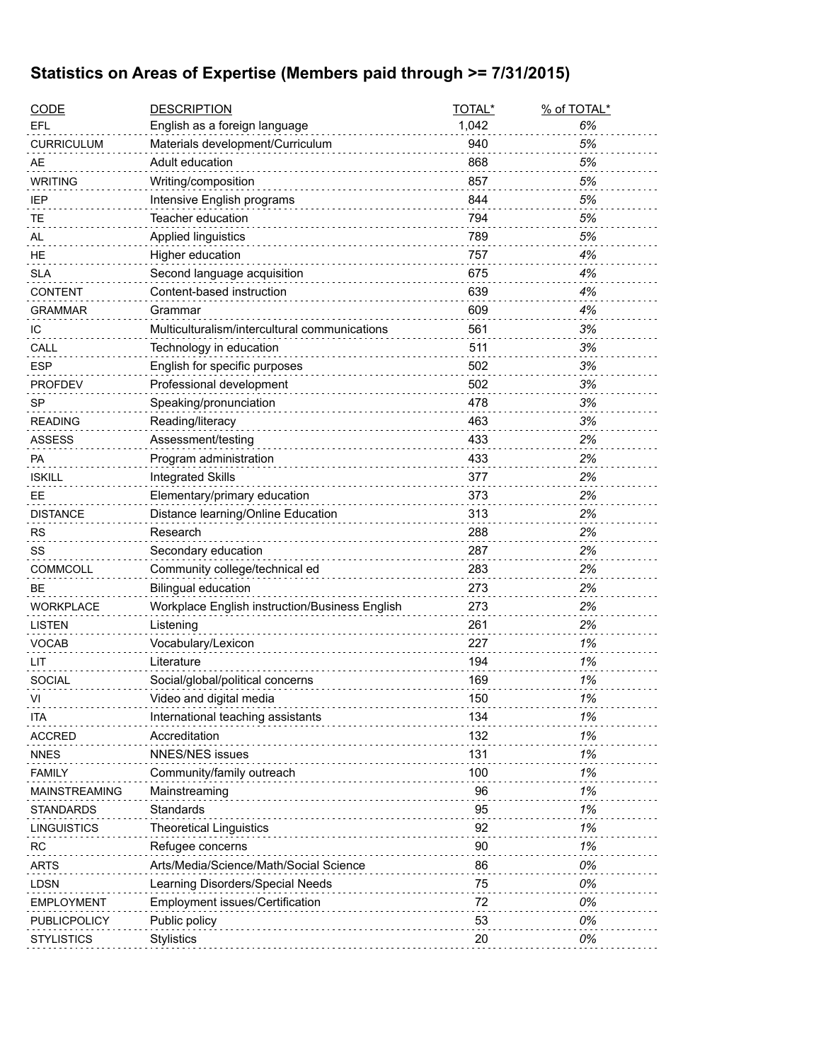## Statistics on Areas of Expertise (Members paid through >= 7/31/2015)

| CODE | DESCRIPTION | TOTAL* | % of TOTAL* |
|---|---|---|---|
| EFL | English as a foreign language | 1,042 | *6%* |
| CURRICULUM | Materials development/Curriculum | 940 | *5%* |
| AE | Adult education | 868 | *5%* |
| WRITING | Writing/composition | 857 | *5%* |
| IEP | Intensive English programs | 844 | *5%* |
| TE | Teacher education | 794 | *5%* |
| AL | Applied linguistics | 789 | *5%* |
| HE | Higher education | 757 | *4%* |
| SLA | Second language acquisition | 675 | *4%* |
| CONTENT | Content-based instruction | 639 | *4%* |
| GRAMMAR | Grammar | 609 | *4%* |
| IC | Multiculturalism/intercultural communications | 561 | *3%* |
| CALL | Technology in education | 511 | *3%* |
| ESP | English for specific purposes | 502 | *3%* |
| PROFDEV | Professional development | 502 | *3%* |
| SP | Speaking/pronunciation | 478 | *3%* |
| READING | Reading/literacy | 463 | *3%* |
| ASSESS | Assessment/testing | 433 | *2%* |
| PA | Program administration | 433 | *2%* |
| ISKILL | Integrated Skills | 377 | *2%* |
| EE | Elementary/primary education | 373 | *2%* |
| DISTANCE | Distance learning/Online Education | 313 | *2%* |
| RS | Research | 288 | *2%* |
| SS | Secondary education | 287 | *2%* |
| COMMCOLL | Community college/technical ed | 283 | *2%* |
| BE | Bilingual education | 273 | *2%* |
| WORKPLACE | Workplace English instruction/Business English | 273 | *2%* |
| LISTEN | Listening | 261 | *2%* |
| VOCAB | Vocabulary/Lexicon | 227 | *1%* |
| LIT | Literature | 194 | *1%* |
| SOCIAL | Social/global/political concerns | 169 | *1%* |
| VI | Video and digital media | 150 | *1%* |
| ITA | International teaching assistants | 134 | *1%* |
| ACCRED | Accreditation | 132 | *1%* |
| NNES | NNES/NES issues | 131 | *1%* |
| FAMILY | Community/family outreach | 100 | *1%* |
| MAINSTREAMING | Mainstreaming | 96 | *1%* |
| STANDARDS | Standards | 95 | *1%* |
| LINGUISTICS | Theoretical Linguistics | 92 | *1%* |
| RC | Refugee concerns | 90 | *1%* |
| ARTS | Arts/Media/Science/Math/Social Science | 86 | *0%* |
| LDSN | Learning Disorders/Special Needs | 75 | *0%* |
| EMPLOYMENT | Employment issues/Certification | 72 | *0%* |
| PUBLICPOLICY | Public policy | 53 | *0%* |
| STYLISTICS | Stylistics | 20 | *0%* |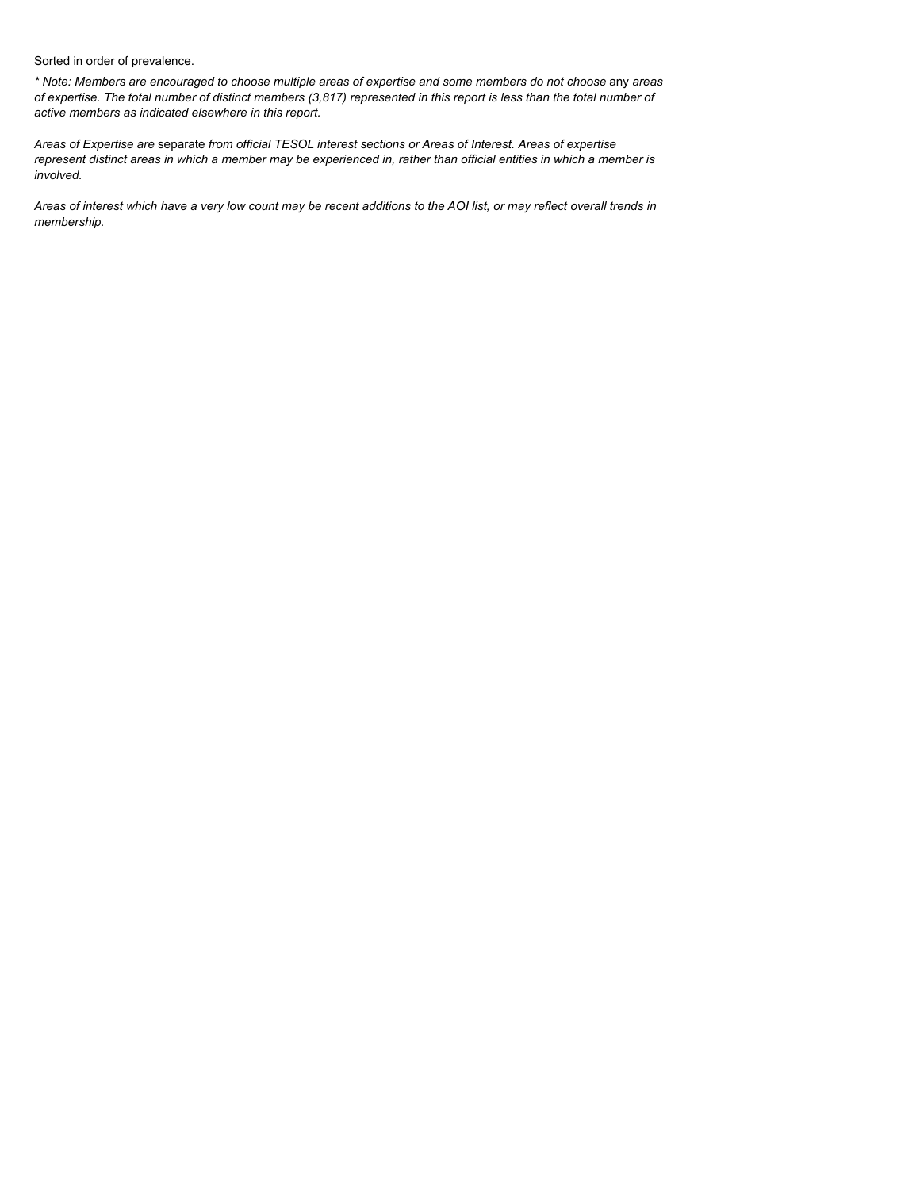Sorted in order of prevalence.

*\* Note: Members are encouraged to choose multiple areas of expertise and some members do not choose* any *areas of expertise. The total number of distinct members (3,817) represented in this report is less than the total number of active members as indicated elsewhere in this report.*

*Areas of Expertise are* separate *from official TESOL interest sections or Areas of Interest. Areas of expertise represent distinct areas in which a member may be experienced in, rather than official entities in which a member is involved.*

*Areas of interest which have a very low count may be recent additions to the AOI list, or may reflect overall trends in membership.*